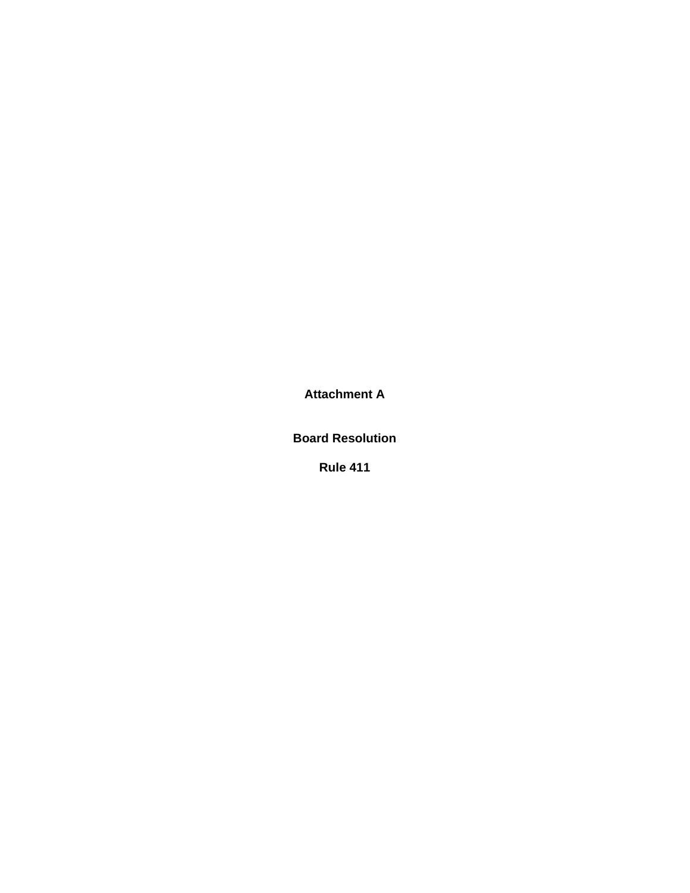# Attachment A

## Board Resolution

## Rule 411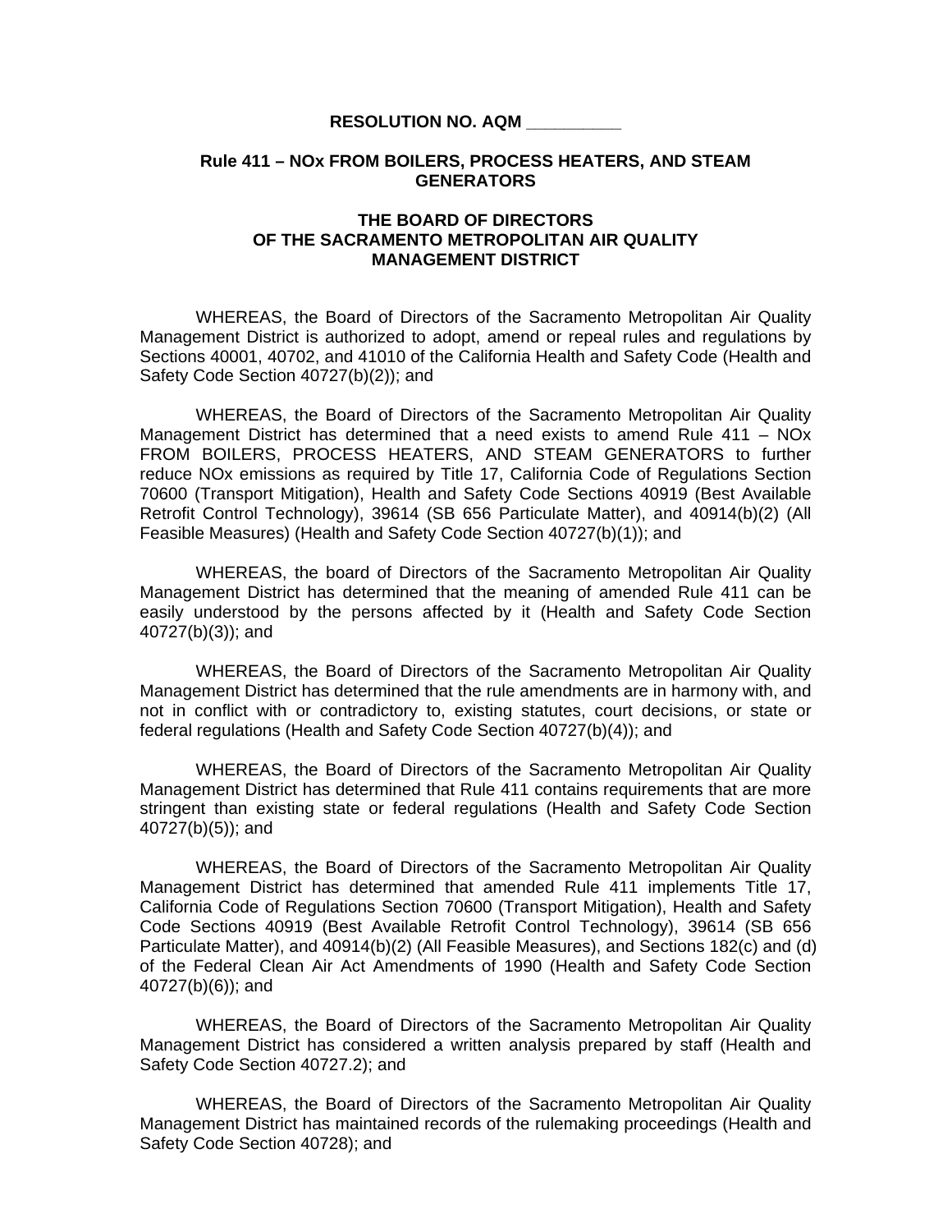**RESOLUTION NO. AQM __________**

**Rule 411 – NOx FROM BOILERS, PROCESS HEATERS, AND STEAM GENERATORS**

**THE BOARD OF DIRECTORS OF THE SACRAMENTO METROPOLITAN AIR QUALITY MANAGEMENT DISTRICT**

WHEREAS, the Board of Directors of the Sacramento Metropolitan Air Quality Management District is authorized to adopt, amend or repeal rules and regulations by Sections 40001, 40702, and 41010 of the California Health and Safety Code (Health and Safety Code Section 40727(b)(2)); and

WHEREAS, the Board of Directors of the Sacramento Metropolitan Air Quality Management District has determined that a need exists to amend Rule 411 – NOx FROM BOILERS, PROCESS HEATERS, AND STEAM GENERATORS to further reduce NOx emissions as required by Title 17, California Code of Regulations Section 70600 (Transport Mitigation), Health and Safety Code Sections 40919 (Best Available Retrofit Control Technology), 39614 (SB 656 Particulate Matter), and 40914(b)(2) (All Feasible Measures) (Health and Safety Code Section 40727(b)(1)); and

WHEREAS, the board of Directors of the Sacramento Metropolitan Air Quality Management District has determined that the meaning of amended Rule 411 can be easily understood by the persons affected by it (Health and Safety Code Section 40727(b)(3)); and

WHEREAS, the Board of Directors of the Sacramento Metropolitan Air Quality Management District has determined that the rule amendments are in harmony with, and not in conflict with or contradictory to, existing statutes, court decisions, or state or federal regulations (Health and Safety Code Section 40727(b)(4)); and

WHEREAS, the Board of Directors of the Sacramento Metropolitan Air Quality Management District has determined that Rule 411 contains requirements that are more stringent than existing state or federal regulations (Health and Safety Code Section 40727(b)(5)); and

WHEREAS, the Board of Directors of the Sacramento Metropolitan Air Quality Management District has determined that amended Rule 411 implements Title 17, California Code of Regulations Section 70600 (Transport Mitigation), Health and Safety Code Sections 40919 (Best Available Retrofit Control Technology), 39614 (SB 656 Particulate Matter), and 40914(b)(2) (All Feasible Measures), and Sections 182(c) and (d) of the Federal Clean Air Act Amendments of 1990 (Health and Safety Code Section 40727(b)(6)); and

WHEREAS, the Board of Directors of the Sacramento Metropolitan Air Quality Management District has considered a written analysis prepared by staff (Health and Safety Code Section 40727.2); and

WHEREAS, the Board of Directors of the Sacramento Metropolitan Air Quality Management District has maintained records of the rulemaking proceedings (Health and Safety Code Section 40728); and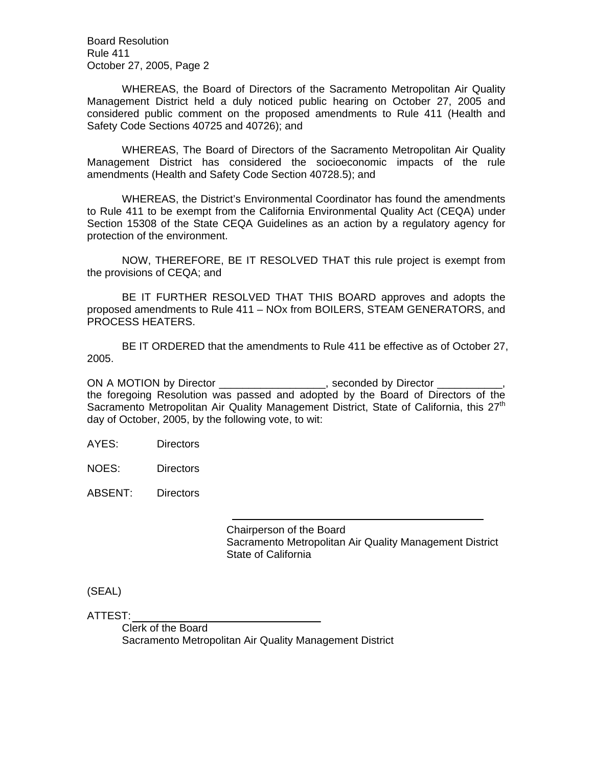WHEREAS, the Board of Directors of the Sacramento Metropolitan Air Quality Management District held a duly noticed public hearing on October 27, 2005 and considered public comment on the proposed amendments to Rule 411 (Health and Safety Code Sections 40725 and 40726); and

WHEREAS, The Board of Directors of the Sacramento Metropolitan Air Quality Management District has considered the socioeconomic impacts of the rule amendments (Health and Safety Code Section 40728.5); and

WHEREAS, the District's Environmental Coordinator has found the amendments to Rule 411 to be exempt from the California Environmental Quality Act (CEQA) under Section 15308 of the State CEQA Guidelines as an action by a regulatory agency for protection of the environment.

NOW, THEREFORE, BE IT RESOLVED THAT this rule project is exempt from the provisions of CEQA; and

BE IT FURTHER RESOLVED THAT THIS BOARD approves and adopts the proposed amendments to Rule 411 – NOx from BOILERS, STEAM GENERATORS, and PROCESS HEATERS.

BE IT ORDERED that the amendments to Rule 411 be effective as of October 27, 2005.

ON A MOTION by Director __________________, seconded by Director ___________, the foregoing Resolution was passed and adopted by the Board of Directors of the Sacramento Metropolitan Air Quality Management District, State of California, this 27th day of October, 2005, by the following vote, to wit:

AYES: Directors

NOES: Directors

ABSENT: Directors

\_\_\_\_\_\_\_\_\_\_\_\_\_\_\_\_\_\_\_\_\_\_\_\_\_\_\_\_\_\_\_\_\_\_\_\_\_\_\_\_
Chairperson of the Board
Sacramento Metropolitan Air Quality Management District
State of California

(SEAL)

ATTEST: \_\_\_\_\_\_\_\_\_\_\_\_\_\_\_\_\_\_\_\_\_\_\_\_\_\_\_\_\_\_
Clerk of the Board
Sacramento Metropolitan Air Quality Management District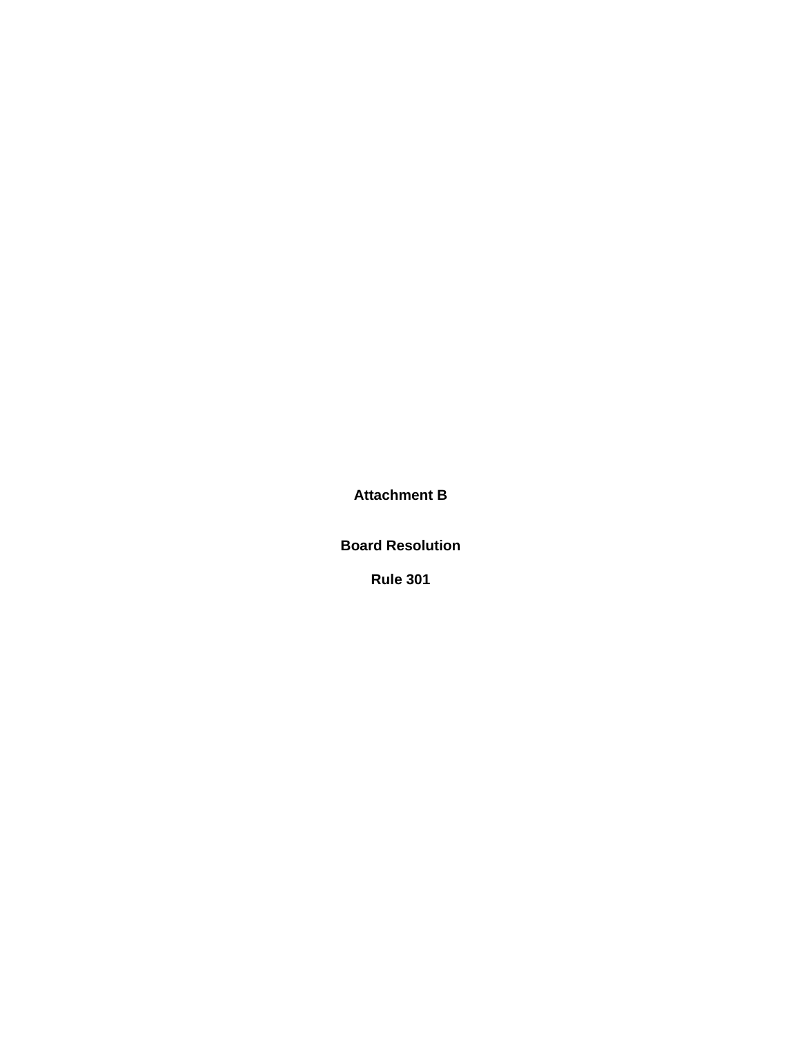# Attachment B

## Board Resolution

## Rule 301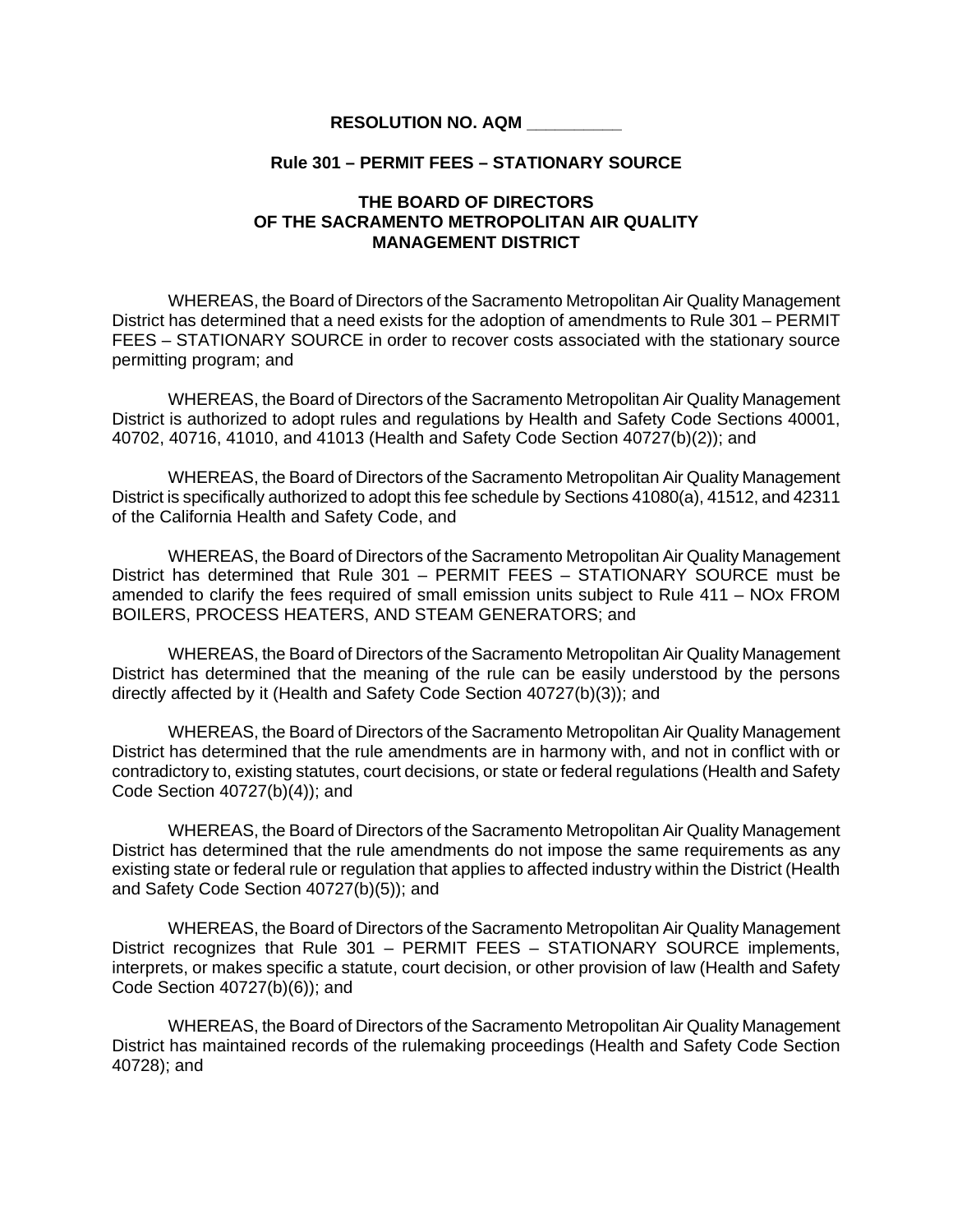**RESOLUTION NO. AQM __________**

**Rule 301 – PERMIT FEES – STATIONARY SOURCE**

**THE BOARD OF DIRECTORS
OF THE SACRAMENTO METROPOLITAN AIR QUALITY
MANAGEMENT DISTRICT**

WHEREAS, the Board of Directors of the Sacramento Metropolitan Air Quality Management District has determined that a need exists for the adoption of amendments to Rule 301 – PERMIT FEES – STATIONARY SOURCE in order to recover costs associated with the stationary source permitting program; and

WHEREAS, the Board of Directors of the Sacramento Metropolitan Air Quality Management District is authorized to adopt rules and regulations by Health and Safety Code Sections 40001, 40702, 40716, 41010, and 41013 (Health and Safety Code Section 40727(b)(2)); and

WHEREAS, the Board of Directors of the Sacramento Metropolitan Air Quality Management District is specifically authorized to adopt this fee schedule by Sections 41080(a), 41512, and 42311 of the California Health and Safety Code, and

WHEREAS, the Board of Directors of the Sacramento Metropolitan Air Quality Management District has determined that Rule 301 – PERMIT FEES – STATIONARY SOURCE must be amended to clarify the fees required of small emission units subject to Rule 411 – NOx FROM BOILERS, PROCESS HEATERS, AND STEAM GENERATORS; and

WHEREAS, the Board of Directors of the Sacramento Metropolitan Air Quality Management District has determined that the meaning of the rule can be easily understood by the persons directly affected by it (Health and Safety Code Section 40727(b)(3)); and

WHEREAS, the Board of Directors of the Sacramento Metropolitan Air Quality Management District has determined that the rule amendments are in harmony with, and not in conflict with or contradictory to, existing statutes, court decisions, or state or federal regulations (Health and Safety Code Section 40727(b)(4)); and

WHEREAS, the Board of Directors of the Sacramento Metropolitan Air Quality Management District has determined that the rule amendments do not impose the same requirements as any existing state or federal rule or regulation that applies to affected industry within the District (Health and Safety Code Section 40727(b)(5)); and

WHEREAS, the Board of Directors of the Sacramento Metropolitan Air Quality Management District recognizes that Rule 301 – PERMIT FEES – STATIONARY SOURCE implements, interprets, or makes specific a statute, court decision, or other provision of law (Health and Safety Code Section 40727(b)(6)); and

WHEREAS, the Board of Directors of the Sacramento Metropolitan Air Quality Management District has maintained records of the rulemaking proceedings (Health and Safety Code Section 40728); and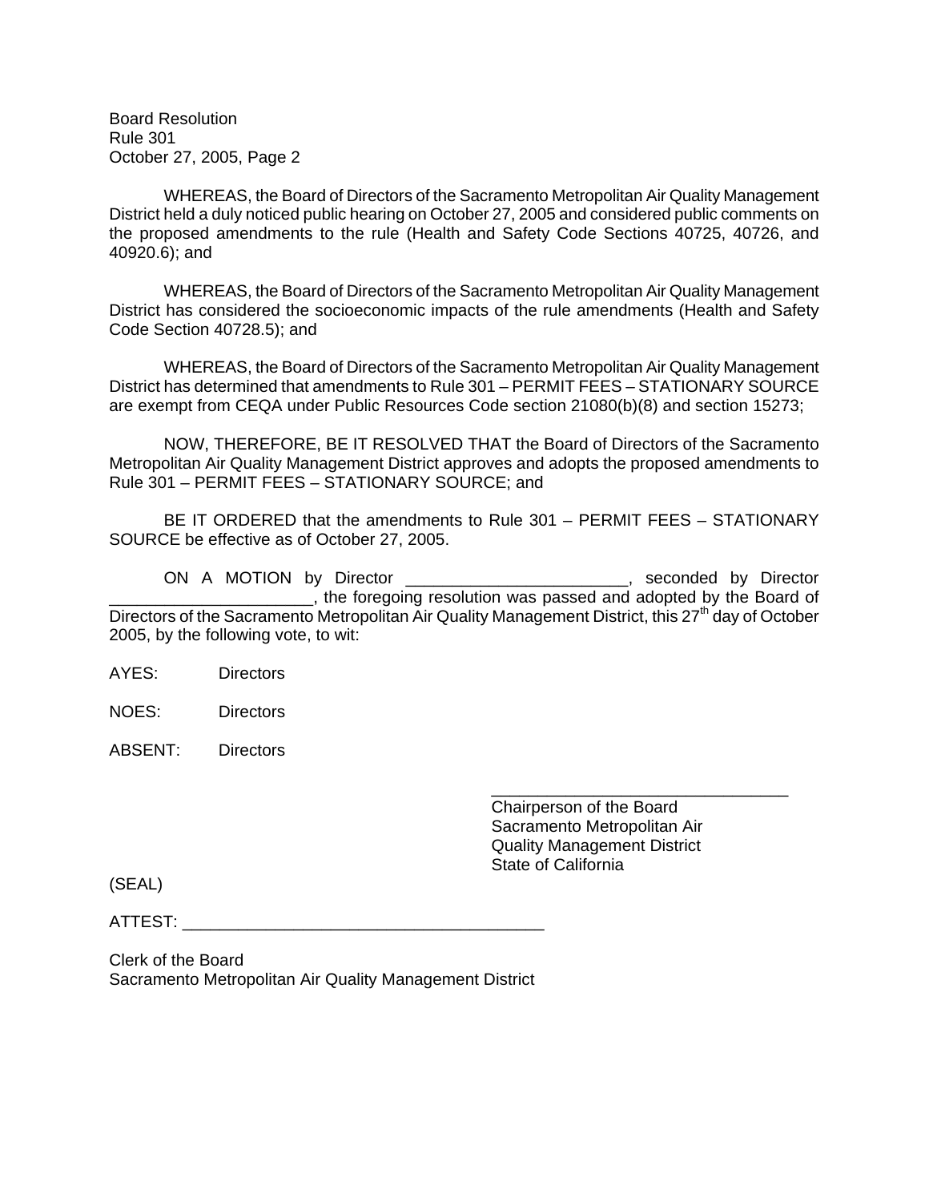WHEREAS, the Board of Directors of the Sacramento Metropolitan Air Quality Management District held a duly noticed public hearing on October 27, 2005 and considered public comments on the proposed amendments to the rule (Health and Safety Code Sections 40725, 40726, and 40920.6); and

WHEREAS, the Board of Directors of the Sacramento Metropolitan Air Quality Management District has considered the socioeconomic impacts of the rule amendments (Health and Safety Code Section 40728.5); and

WHEREAS, the Board of Directors of the Sacramento Metropolitan Air Quality Management District has determined that amendments to Rule 301 – PERMIT FEES – STATIONARY SOURCE are exempt from CEQA under Public Resources Code section 21080(b)(8) and section 15273;

NOW, THEREFORE, BE IT RESOLVED THAT the Board of Directors of the Sacramento Metropolitan Air Quality Management District approves and adopts the proposed amendments to Rule 301 – PERMIT FEES – STATIONARY SOURCE; and

BE IT ORDERED that the amendments to Rule 301 – PERMIT FEES – STATIONARY SOURCE be effective as of October 27, 2005.

ON A MOTION by Director ________________________, seconded by Director ______________________, the foregoing resolution was passed and adopted by the Board of Directors of the Sacramento Metropolitan Air Quality Management District, this 27th day of October 2005, by the following vote, to wit:

AYES: Directors

NOES: Directors

ABSENT: Directors

_________________________________
Chairperson of the Board
Sacramento Metropolitan Air
Quality Management District
State of California

(SEAL)

ATTEST: ________________________________________

Clerk of the Board
Sacramento Metropolitan Air Quality Management District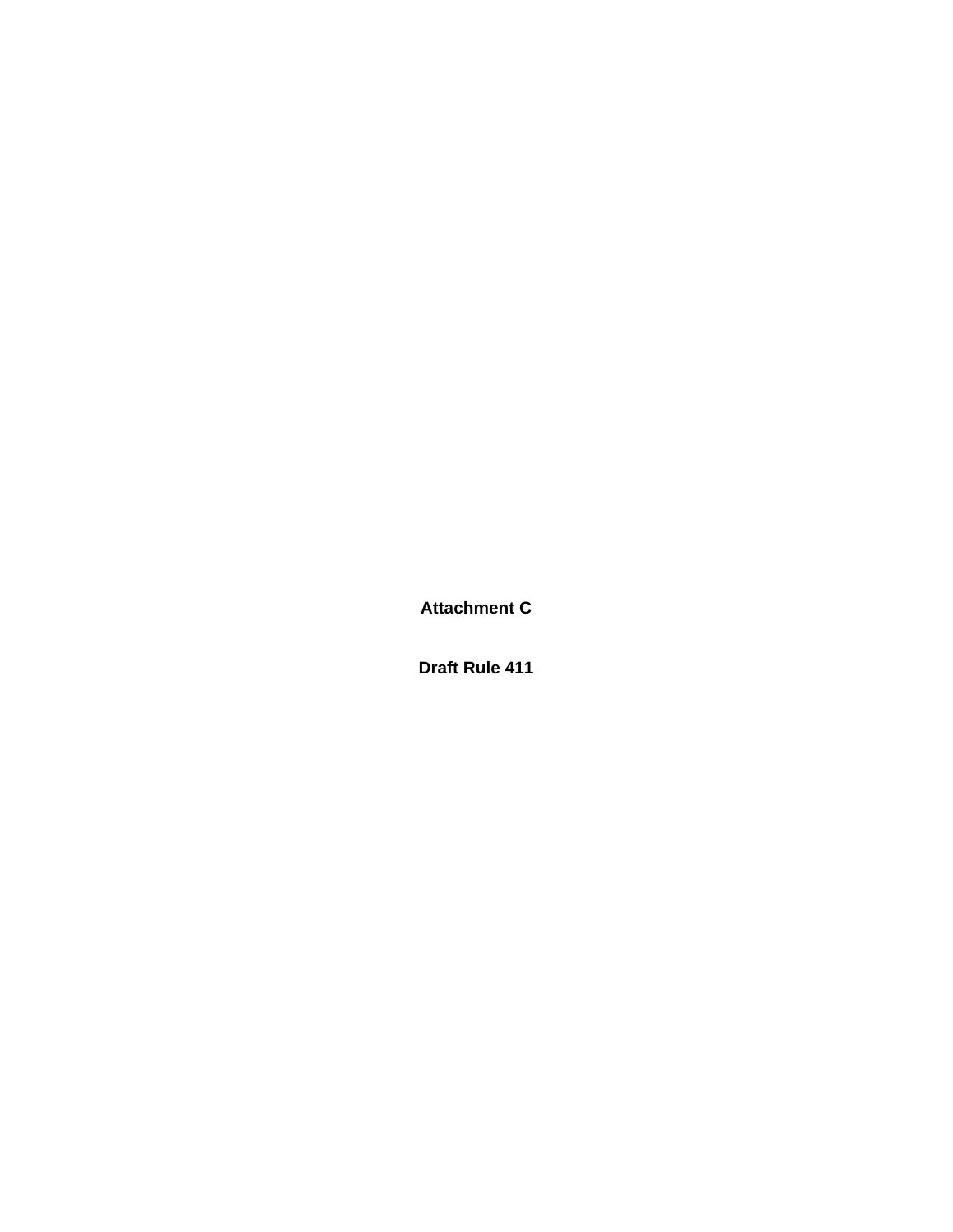**Attachment C**

**Draft Rule 411**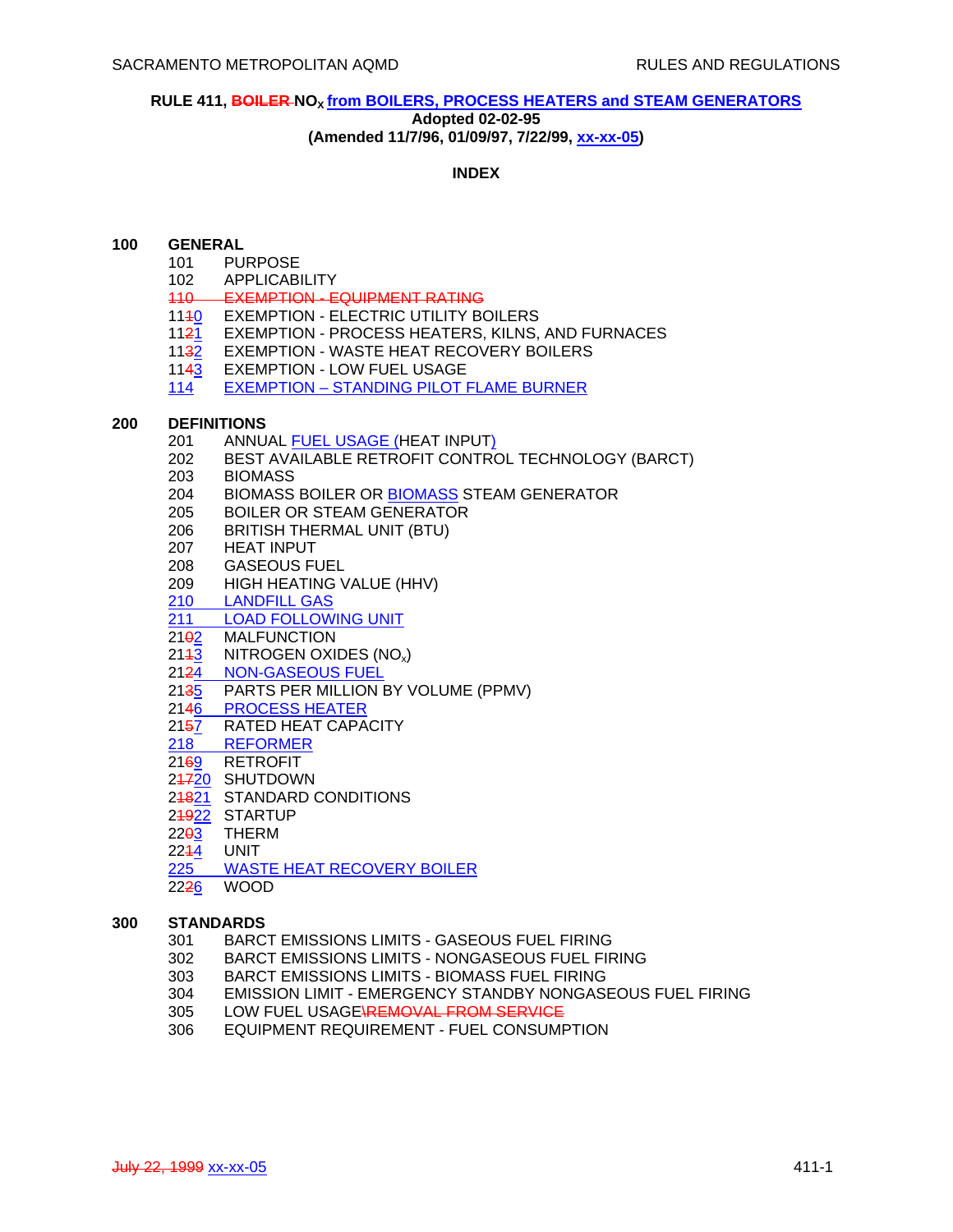# RULE 411, ~~BOILER~~ $NO_X$ from BOILERS, PROCESS HEATERS and STEAM GENERATORS

**Adopted 02-02-95**
**(Amended 11/7/96, 01/09/97, 7/22/99, xx-xx-05)**

## INDEX

**100 GENERAL**

- 101 PURPOSE
- 102 APPLICABILITY
- ~~110 EXEMPTION - EQUIPMENT RATING~~
- 11~~1~~0 EXEMPTION - ELECTRIC UTILITY BOILERS
- 11~~2~~1 EXEMPTION - PROCESS HEATERS, KILNS, AND FURNACES
- 11~~3~~2 EXEMPTION - WASTE HEAT RECOVERY BOILERS
- 11~~4~~3 EXEMPTION - LOW FUEL USAGE
- 114 EXEMPTION – STANDING PILOT FLAME BURNER

**200 DEFINITIONS**

- 201 ANNUAL FUEL USAGE (HEAT INPUT)
- 202 BEST AVAILABLE RETROFIT CONTROL TECHNOLOGY (BARCT)
- 203 BIOMASS
- 204 BIOMASS BOILER OR BIOMASS STEAM GENERATOR
- 205 BOILER OR STEAM GENERATOR
- 206 BRITISH THERMAL UNIT (BTU)
- 207 HEAT INPUT
- 208 GASEOUS FUEL
- 209 HIGH HEATING VALUE (HHV)
- 210 LANDFILL GAS
- 211 LOAD FOLLOWING UNIT
- 21~~0~~2 MALFUNCTION
- 21~~1~~3 NITROGEN OXIDES ($NO_x$)
- 21~~2~~4 NON-GASEOUS FUEL
- 21~~3~~5 PARTS PER MILLION BY VOLUME (PPMV)
- 21~~4~~6 PROCESS HEATER
- 21~~5~~7 RATED HEAT CAPACITY
- 218 REFORMER
- 21~~6~~9 RETROFIT
- 2~~17~~20 SHUTDOWN
- 2~~18~~21 STANDARD CONDITIONS
- 2~~19~~22 STARTUP
- 22~~0~~3 THERM
- 22~~1~~4 UNIT
- 225 WASTE HEAT RECOVERY BOILER
- 22~~2~~6 WOOD

**300 STANDARDS**

- 301 BARCT EMISSIONS LIMITS - GASEOUS FUEL FIRING
- 302 BARCT EMISSIONS LIMITS - NONGASEOUS FUEL FIRING
- 303 BARCT EMISSIONS LIMITS - BIOMASS FUEL FIRING
- 304 EMISSION LIMIT - EMERGENCY STANDBY NONGASEOUS FUEL FIRING
- 305 LOW FUEL USAGE~~\REMOVAL FROM SERVICE~~
- 306 EQUIPMENT REQUIREMENT - FUEL CONSUMPTION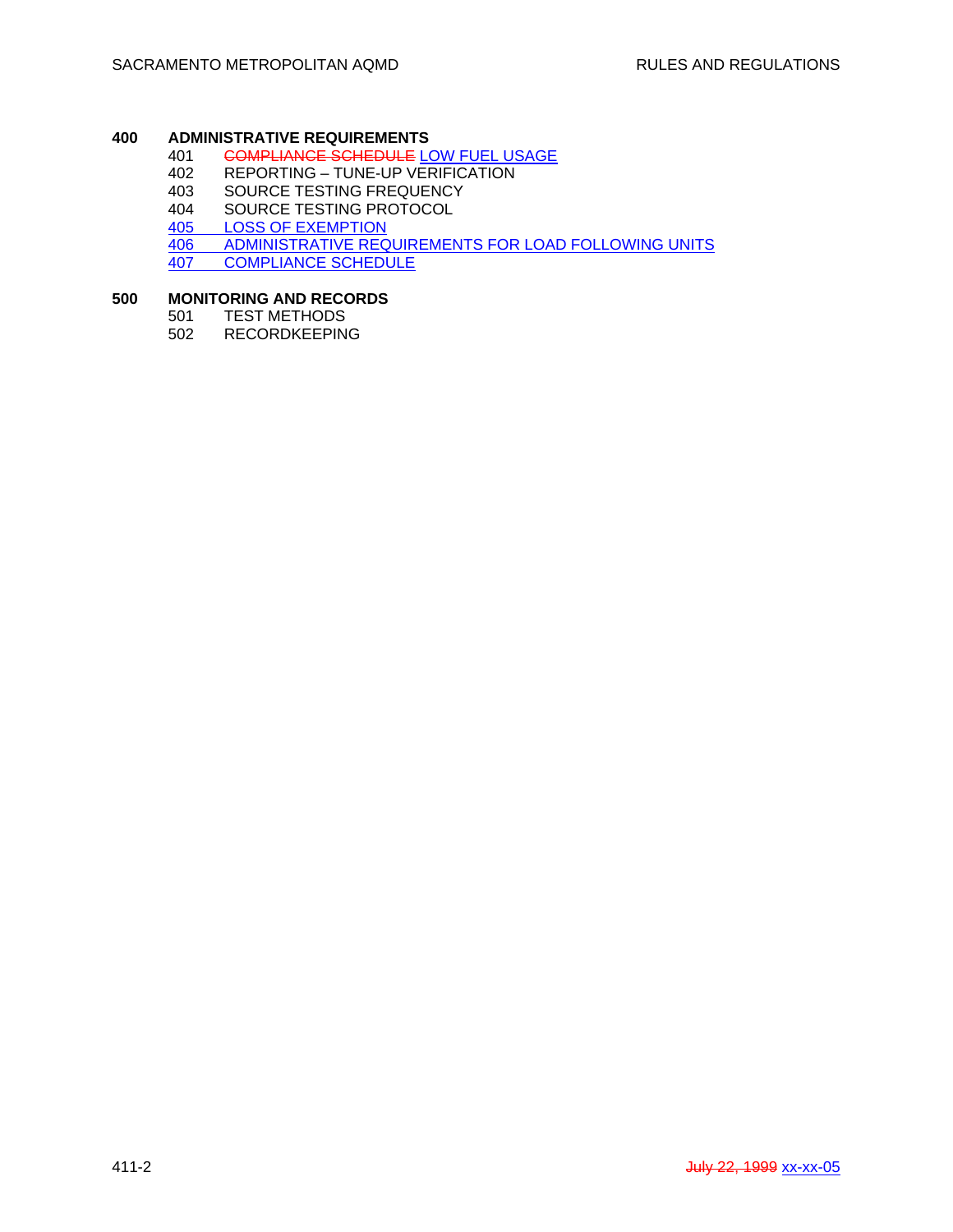**400 ADMINISTRATIVE REQUIREMENTS**

- 401 ~~COMPLIANCE SCHEDULE~~ LOW FUEL USAGE
- 402 REPORTING – TUNE-UP VERIFICATION
- 403 SOURCE TESTING FREQUENCY
- 404 SOURCE TESTING PROTOCOL
- 405 LOSS OF EXEMPTION
- 406 ADMINISTRATIVE REQUIREMENTS FOR LOAD FOLLOWING UNITS
- 407 COMPLIANCE SCHEDULE

**500 MONITORING AND RECORDS**

- 501 TEST METHODS
- 502 RECORDKEEPING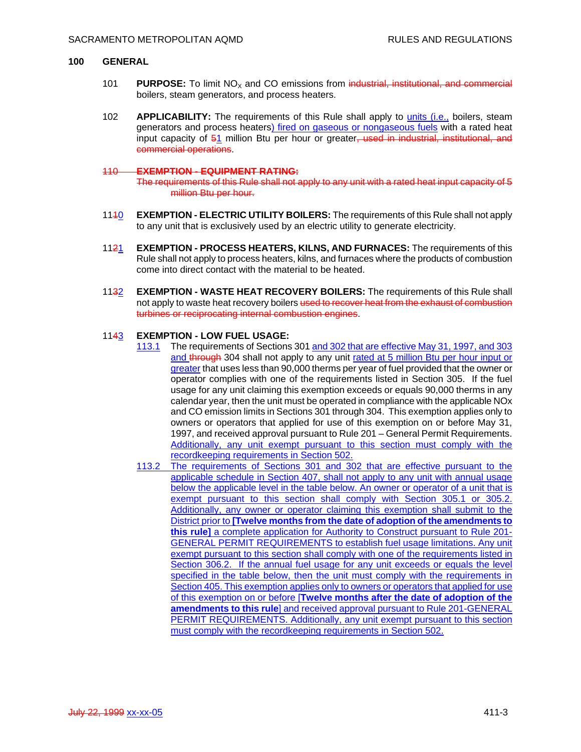## 100 GENERAL

101 **PURPOSE:** To limit $NO_X$ and CO emissions from ~~industrial, institutional, and commercial~~ boilers, steam generators, and process heaters.

102 **APPLICABILITY:** The requirements of this Rule shall apply to units (i.e., boilers, steam generators and process heaters) fired on gaseous or nongaseous fuels with a rated heat input capacity of ~~5~~1 million Btu per hour or greater~~, used in industrial, institutional, and commercial operations~~.

~~110 **EXEMPTION - EQUIPMENT RATING:** The requirements of this Rule shall not apply to any unit with a rated heat input capacity of 5 million Btu per hour.~~

11~~1~~0 **EXEMPTION - ELECTRIC UTILITY BOILERS:** The requirements of this Rule shall not apply to any unit that is exclusively used by an electric utility to generate electricity.

11~~2~~1 **EXEMPTION - PROCESS HEATERS, KILNS, AND FURNACES:** The requirements of this Rule shall not apply to process heaters, kilns, and furnaces where the products of combustion come into direct contact with the material to be heated.

11~~3~~2 **EXEMPTION - WASTE HEAT RECOVERY BOILERS:** The requirements of this Rule shall not apply to waste heat recovery boilers ~~used to recover heat from the exhaust of combustion turbines or reciprocating internal combustion engines~~.

11~~4~~3 **EXEMPTION - LOW FUEL USAGE:**

113.1 The requirements of Sections 301 and 302 that are effective May 31, 1997, and 303 and ~~through~~ 304 shall not apply to any unit rated at 5 million Btu per hour input or greater that uses less than 90,000 therms per year of fuel provided that the owner or operator complies with one of the requirements listed in Section 305. If the fuel usage for any unit claiming this exemption exceeds or equals 90,000 therms in any calendar year, then the unit must be operated in compliance with the applicable NOx and CO emission limits in Sections 301 through 304. This exemption applies only to owners or operators that applied for use of this exemption on or before May 31, 1997, and received approval pursuant to Rule 201 – General Permit Requirements. Additionally, any unit exempt pursuant to this section must comply with the recordkeeping requirements in Section 502.

113.2 The requirements of Sections 301 and 302 that are effective pursuant to the applicable schedule in Section 407, shall not apply to any unit with annual usage below the applicable level in the table below. An owner or operator of a unit that is exempt pursuant to this section shall comply with Section 305.1 or 305.2. Additionally, any owner or operator claiming this exemption shall submit to the District prior to **[Twelve months from the date of adoption of the amendments to this rule]** a complete application for Authority to Construct pursuant to Rule 201-GENERAL PERMIT REQUIREMENTS to establish fuel usage limitations. Any unit exempt pursuant to this section shall comply with one of the requirements listed in Section 306.2. If the annual fuel usage for any unit exceeds or equals the level specified in the table below, then the unit must comply with the requirements in Section 405. This exemption applies only to owners or operators that applied for use of this exemption on or before [**Twelve months after the date of adoption of the amendments to this rule**] and received approval pursuant to Rule 201-GENERAL PERMIT REQUIREMENTS. Additionally, any unit exempt pursuant to this section must comply with the recordkeeping requirements in Section 502.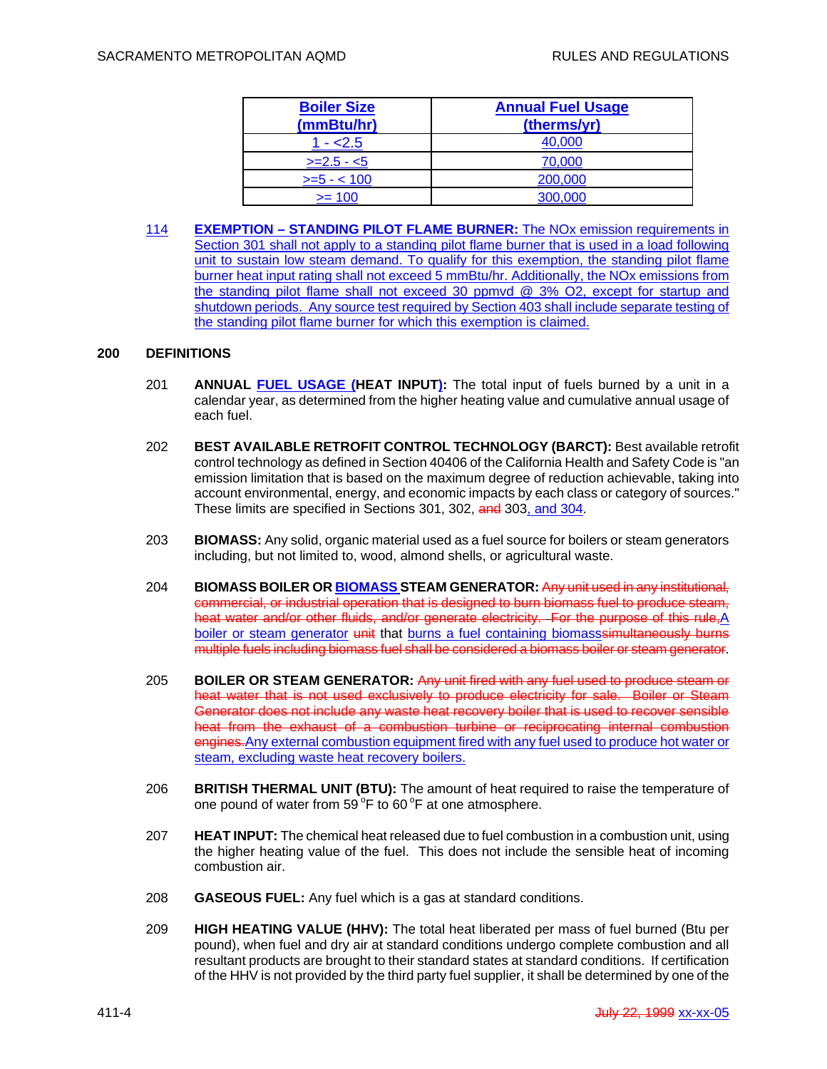| Boiler Size (mmBtu/hr) | Annual Fuel Usage (therms/yr) |
|---|---|
| 1 - <2.5 | 40,000 |
| >=2.5 - <5 | 70,000 |
| >=5 - < 100 | 200,000 |
| >= 100 | 300,000 |

114 **EXEMPTION – STANDING PILOT FLAME BURNER:** The NOx emission requirements in Section 301 shall not apply to a standing pilot flame burner that is used in a load following unit to sustain low steam demand. To qualify for this exemption, the standing pilot flame burner heat input rating shall not exceed 5 mmBtu/hr. Additionally, the NOx emissions from the standing pilot flame shall not exceed 30 ppmvd @ 3% O2, except for startup and shutdown periods. Any source test required by Section 403 shall include separate testing of the standing pilot flame burner for which this exemption is claimed.

## 200 DEFINITIONS

201 **ANNUAL FUEL USAGE (HEAT INPUT):** The total input of fuels burned by a unit in a calendar year, as determined from the higher heating value and cumulative annual usage of each fuel.

202 **BEST AVAILABLE RETROFIT CONTROL TECHNOLOGY (BARCT):** Best available retrofit control technology as defined in Section 40406 of the California Health and Safety Code is "an emission limitation that is based on the maximum degree of reduction achievable, taking into account environmental, energy, and economic impacts by each class or category of sources." These limits are specified in Sections 301, 302, ~~and~~ 303, and 304.

203 **BIOMASS:** Any solid, organic material used as a fuel source for boilers or steam generators including, but not limited to, wood, almond shells, or agricultural waste.

204 **BIOMASS BOILER OR BIOMASS STEAM GENERATOR:** ~~Any unit used in any institutional, commercial, or industrial operation that is designed to burn biomass fuel to produce steam, heat water and/or other fluids, and/or generate electricity. For the purpose of this rule,~~A boiler or steam generator ~~unit~~ that burns a fuel containing biomass~~simultaneously burns multiple fuels including biomass fuel shall be considered a biomass boiler or steam generator~~.

205 **BOILER OR STEAM GENERATOR:** ~~Any unit fired with any fuel used to produce steam or heat water that is not used exclusively to produce electricity for sale. Boiler or Steam Generator does not include any waste heat recovery boiler that is used to recover sensible heat from the exhaust of a combustion turbine or reciprocating internal combustion engines.~~Any external combustion equipment fired with any fuel used to produce hot water or steam, excluding waste heat recovery boilers.

206 **BRITISH THERMAL UNIT (BTU):** The amount of heat required to raise the temperature of one pound of water from 59 $^{o}$F to 60 $^{o}$F at one atmosphere.

207 **HEAT INPUT:** The chemical heat released due to fuel combustion in a combustion unit, using the higher heating value of the fuel. This does not include the sensible heat of incoming combustion air.

208 **GASEOUS FUEL:** Any fuel which is a gas at standard conditions.

209 **HIGH HEATING VALUE (HHV):** The total heat liberated per mass of fuel burned (Btu per pound), when fuel and dry air at standard conditions undergo complete combustion and all resultant products are brought to their standard states at standard conditions. If certification of the HHV is not provided by the third party fuel supplier, it shall be determined by one of the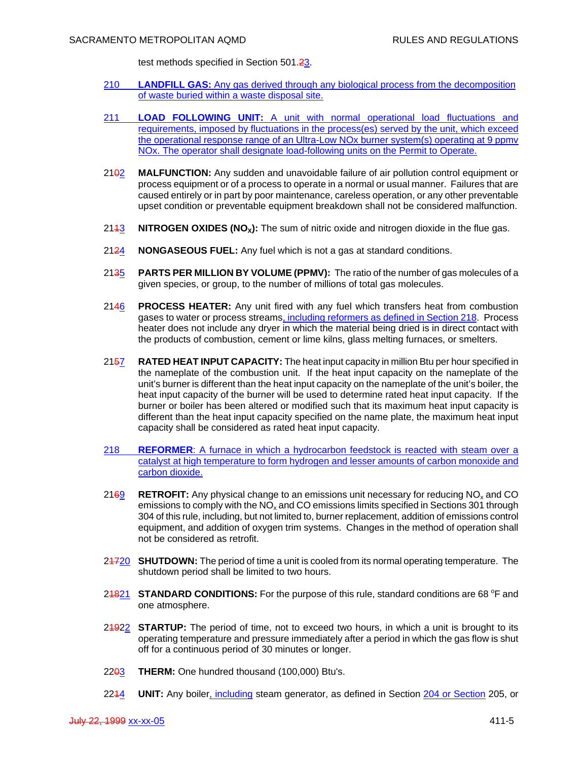test methods specified in Section 501.~~2~~3.

210 **LANDFILL GAS:** Any gas derived through any biological process from the decomposition of waste buried within a waste disposal site.

211 **LOAD FOLLOWING UNIT:** A unit with normal operational load fluctuations and requirements, imposed by fluctuations in the process(es) served by the unit, which exceed the operational response range of an Ultra-Low NOx burner system(s) operating at 9 ppmv NOx. The operator shall designate load-following units on the Permit to Operate.

21~~0~~2 **MALFUNCTION:** Any sudden and unavoidable failure of air pollution control equipment or process equipment or of a process to operate in a normal or usual manner. Failures that are caused entirely or in part by poor maintenance, careless operation, or any other preventable upset condition or preventable equipment breakdown shall not be considered malfunction.

21~~1~~3 **NITROGEN OXIDES ($NO_X$):** The sum of nitric oxide and nitrogen dioxide in the flue gas.

21~~2~~4 **NONGASEOUS FUEL:** Any fuel which is not a gas at standard conditions.

21~~3~~5 **PARTS PER MILLION BY VOLUME (PPMV):** The ratio of the number of gas molecules of a given species, or group, to the number of millions of total gas molecules.

21~~4~~6 **PROCESS HEATER:** Any unit fired with any fuel which transfers heat from combustion gases to water or process streams, including reformers as defined in Section 218. Process heater does not include any dryer in which the material being dried is in direct contact with the products of combustion, cement or lime kilns, glass melting furnaces, or smelters.

21~~5~~7 **RATED HEAT INPUT CAPACITY:** The heat input capacity in million Btu per hour specified in the nameplate of the combustion unit. If the heat input capacity on the nameplate of the unit's burner is different than the heat input capacity on the nameplate of the unit's boiler, the heat input capacity of the burner will be used to determine rated heat input capacity. If the burner or boiler has been altered or modified such that its maximum heat input capacity is different than the heat input capacity specified on the name plate, the maximum heat input capacity shall be considered as rated heat input capacity.

218 **REFORMER**: A furnace in which a hydrocarbon feedstock is reacted with steam over a catalyst at high temperature to form hydrogen and lesser amounts of carbon monoxide and carbon dioxide.

21~~6~~9 **RETROFIT:** Any physical change to an emissions unit necessary for reducing $NO_x$ and CO emissions to comply with the $NO_x$ and CO emissions limits specified in Sections 301 through 304 of this rule, including, but not limited to, burner replacement, addition of emissions control equipment, and addition of oxygen trim systems. Changes in the method of operation shall not be considered as retrofit.

2~~17~~20 **SHUTDOWN:** The period of time a unit is cooled from its normal operating temperature. The shutdown period shall be limited to two hours.

2~~18~~21 **STANDARD CONDITIONS:** For the purpose of this rule, standard conditions are 68 °F and one atmosphere.

2~~19~~22 **STARTUP:** The period of time, not to exceed two hours, in which a unit is brought to its operating temperature and pressure immediately after a period in which the gas flow is shut off for a continuous period of 30 minutes or longer.

22~~0~~3 **THERM:** One hundred thousand (100,000) Btu's.

22~~1~~4 **UNIT:** Any boiler, including steam generator, as defined in Section 204 or Section 205, or

~~July 22, 1999~~ xx-xx-05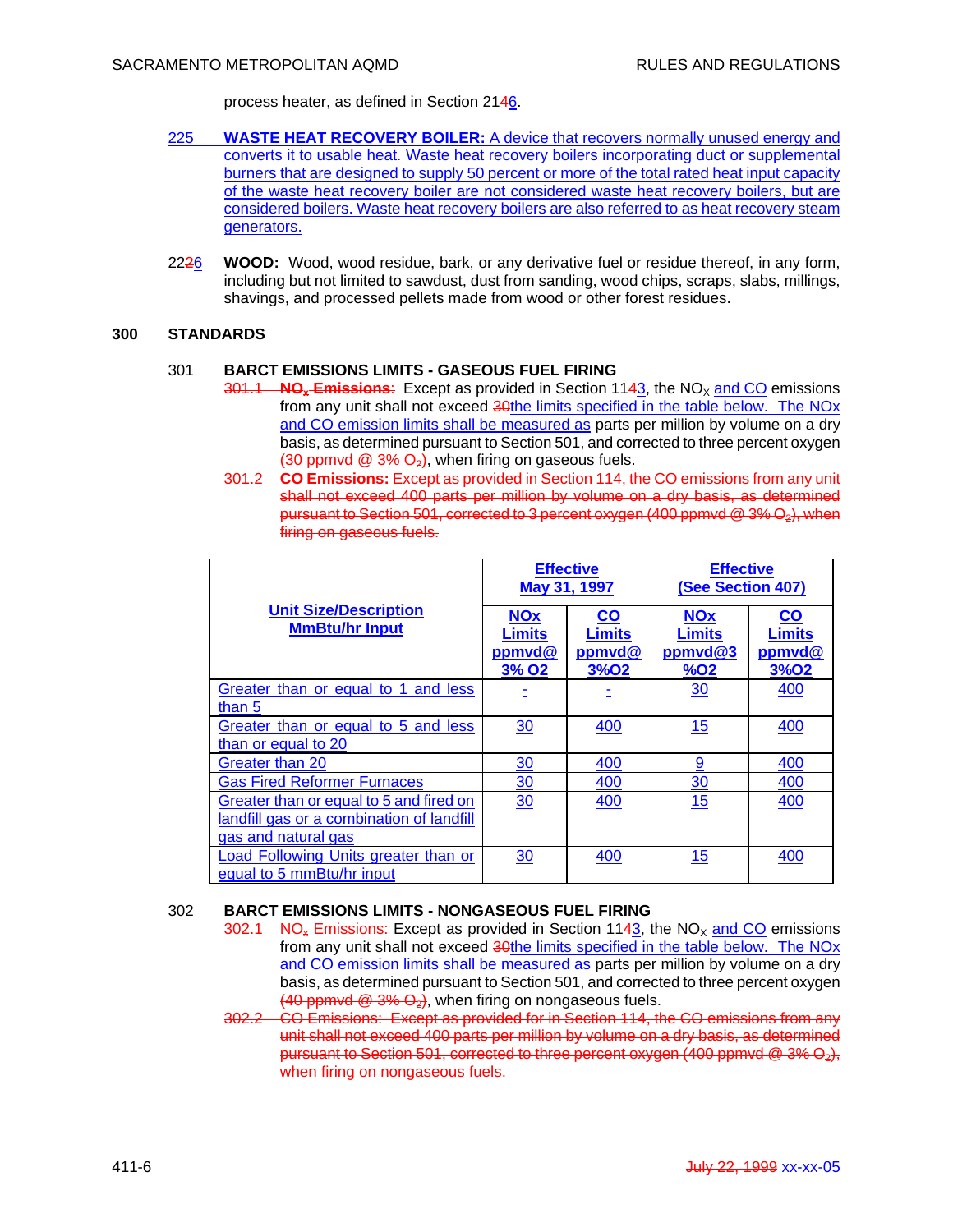process heater, as defined in Section 2146.

225 **WASTE HEAT RECOVERY BOILER:** A device that recovers normally unused energy and converts it to usable heat. Waste heat recovery boilers incorporating duct or supplemental burners that are designed to supply 50 percent or more of the total rated heat input capacity of the waste heat recovery boiler are not considered waste heat recovery boilers, but are considered boilers. Waste heat recovery boilers are also referred to as heat recovery steam generators.

2226 **WOOD:** Wood, wood residue, bark, or any derivative fuel or residue thereof, in any form, including but not limited to sawdust, dust from sanding, wood chips, scraps, slabs, millings, shavings, and processed pellets made from wood or other forest residues.

## 300 STANDARDS

### 301 BARCT EMISSIONS LIMITS - GASEOUS FUEL FIRING

301.1 **$NO_x$ Emissions:** Except as provided in Section 1143, the $NO_X$ and CO emissions from any unit shall not exceed 30the limits specified in the table below. The NOx and CO emission limits shall be measured as parts per million by volume on a dry basis, as determined pursuant to Section 501, and corrected to three percent oxygen (30 ppmvd @ 3% $O_2$), when firing on gaseous fuels.

301.2 **CO Emissions:** Except as provided in Section 114, the CO emissions from any unit shall not exceed 400 parts per million by volume on a dry basis, as determined pursuant to Section 501, corrected to 3 percent oxygen (400 ppmvd @ 3% $O_2$), when firing on gaseous fuels.

| Unit Size/Description MmBtu/hr Input | Effective May 31, 1997 | | Effective (See Section 407) | |
|---|---|---|---|---|
| | NOx Limits ppmvd@ 3% O2 | CO Limits ppmvd@ 3%O2 | NOx Limits ppmvd@3 %O2 | CO Limits ppmvd@ 3%O2 |
| Greater than or equal to 1 and less than 5 | - | - | 30 | 400 |
| Greater than or equal to 5 and less than or equal to 20 | 30 | 400 | 15 | 400 |
| Greater than 20 | 30 | 400 | 9 | 400 |
| Gas Fired Reformer Furnaces | 30 | 400 | 30 | 400 |
| Greater than or equal to 5 and fired on landfill gas or a combination of landfill gas and natural gas | 30 | 400 | 15 | 400 |
| Load Following Units greater than or equal to 5 mmBtu/hr input | 30 | 400 | 15 | 400 |

### 302 BARCT EMISSIONS LIMITS - NONGASEOUS FUEL FIRING

302.1 $NO_x$ Emissions: Except as provided in Section 1143, the $NO_X$ and CO emissions from any unit shall not exceed 30the limits specified in the table below. The NOx and CO emission limits shall be measured as parts per million by volume on a dry basis, as determined pursuant to Section 501, and corrected to three percent oxygen (40 ppmvd @ 3% $O_2$), when firing on nongaseous fuels.

302.2 CO Emissions: Except as provided for in Section 114, the CO emissions from any unit shall not exceed 400 parts per million by volume on a dry basis, as determined pursuant to Section 501, corrected to three percent oxygen (400 ppmvd @ 3% $O_2$), when firing on nongaseous fuels.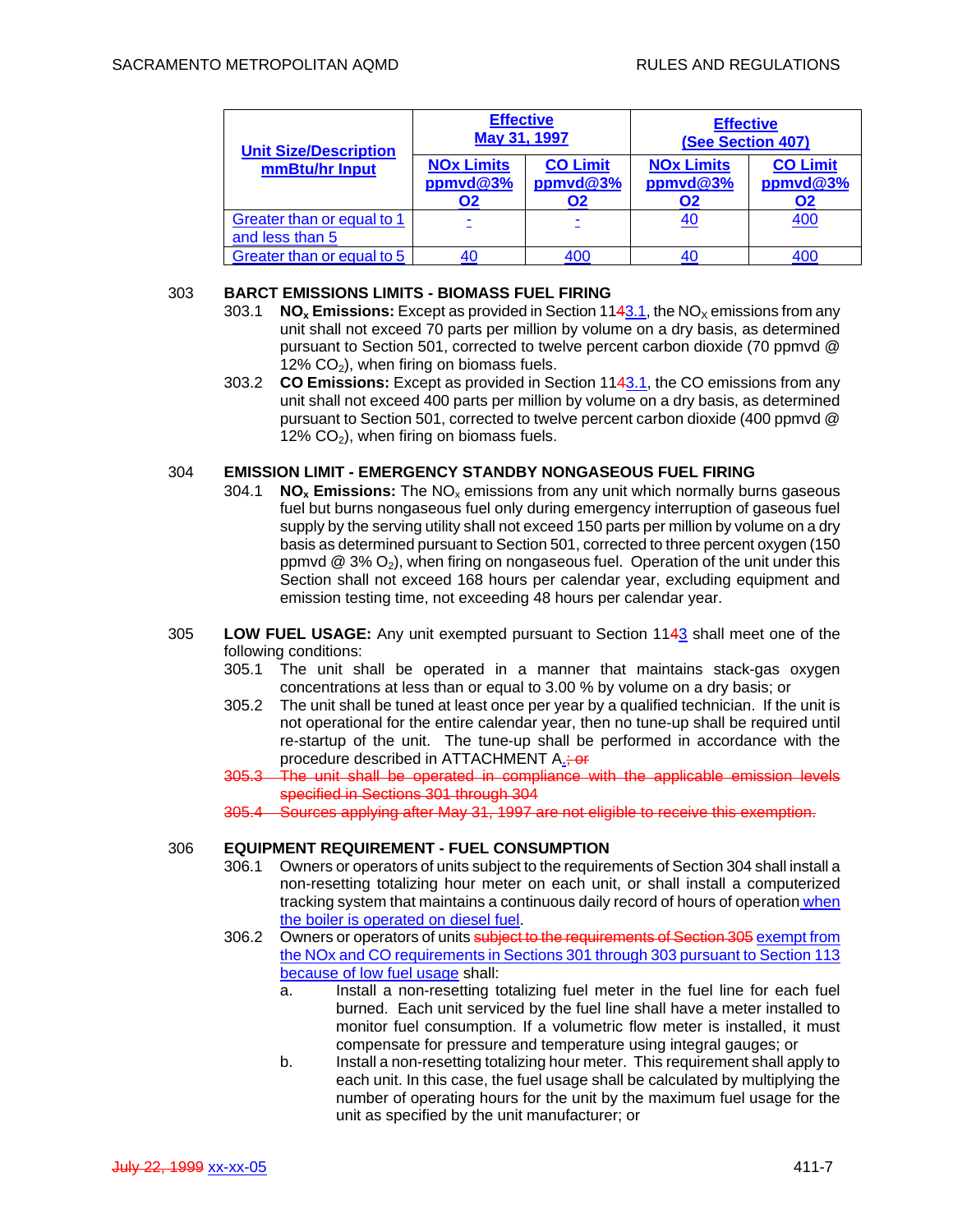| Unit Size/Description mmBtu/hr Input | Effective May 31, 1997 | | Effective (See Section 407) | |
|---|---|---|---|---|
| | NOx Limits ppmvd@3% O2 | CO Limit ppmvd@3% O2 | NOx Limits ppmvd@3% O2 | CO Limit ppmvd@3% O2 |
| Greater than or equal to 1 and less than 5 | - | - | 40 | 400 |
| Greater than or equal to 5 | 40 | 400 | 40 | 400 |

303 **BARCT EMISSIONS LIMITS - BIOMASS FUEL FIRING**

303.1 **$NO_x$ Emissions:** Except as provided in Section 11~~4~~3.1, the $NO_X$ emissions from any unit shall not exceed 70 parts per million by volume on a dry basis, as determined pursuant to Section 501, corrected to twelve percent carbon dioxide (70 ppmvd @ 12% $CO_2$), when firing on biomass fuels.

303.2 **CO Emissions:** Except as provided in Section 11~~4~~3.1, the CO emissions from any unit shall not exceed 400 parts per million by volume on a dry basis, as determined pursuant to Section 501, corrected to twelve percent carbon dioxide (400 ppmvd @ 12% $CO_2$), when firing on biomass fuels.

304 **EMISSION LIMIT - EMERGENCY STANDBY NONGASEOUS FUEL FIRING**

304.1 **$NO_x$ Emissions:** The $NO_x$ emissions from any unit which normally burns gaseous fuel but burns nongaseous fuel only during emergency interruption of gaseous fuel supply by the serving utility shall not exceed 150 parts per million by volume on a dry basis as determined pursuant to Section 501, corrected to three percent oxygen (150 ppmvd @ 3% $O_2$), when firing on nongaseous fuel. Operation of the unit under this Section shall not exceed 168 hours per calendar year, excluding equipment and emission testing time, not exceeding 48 hours per calendar year.

305 **LOW FUEL USAGE:** Any unit exempted pursuant to Section 11~~4~~3 shall meet one of the following conditions:

305.1 The unit shall be operated in a manner that maintains stack-gas oxygen concentrations at less than or equal to 3.00 % by volume on a dry basis; or

305.2 The unit shall be tuned at least once per year by a qualified technician. If the unit is not operational for the entire calendar year, then no tune-up shall be required until re-startup of the unit. The tune-up shall be performed in accordance with the procedure described in ATTACHMENT A.~~; or~~

~~305.3 The unit shall be operated in compliance with the applicable emission levels specified in Sections 301 through 304~~

~~305.4 Sources applying after May 31, 1997 are not eligible to receive this exemption.~~

306 **EQUIPMENT REQUIREMENT - FUEL CONSUMPTION**

306.1 Owners or operators of units subject to the requirements of Section 304 shall install a non-resetting totalizing hour meter on each unit, or shall install a computerized tracking system that maintains a continuous daily record of hours of operation when the boiler is operated on diesel fuel.

306.2 Owners or operators of units ~~subject to the requirements of Section 305~~ exempt from the NOx and CO requirements in Sections 301 through 303 pursuant to Section 113 because of low fuel usage shall:

a. Install a non-resetting totalizing fuel meter in the fuel line for each fuel burned. Each unit serviced by the fuel line shall have a meter installed to monitor fuel consumption. If a volumetric flow meter is installed, it must compensate for pressure and temperature using integral gauges; or

b. Install a non-resetting totalizing hour meter. This requirement shall apply to each unit. In this case, the fuel usage shall be calculated by multiplying the number of operating hours for the unit by the maximum fuel usage for the unit as specified by the unit manufacturer; or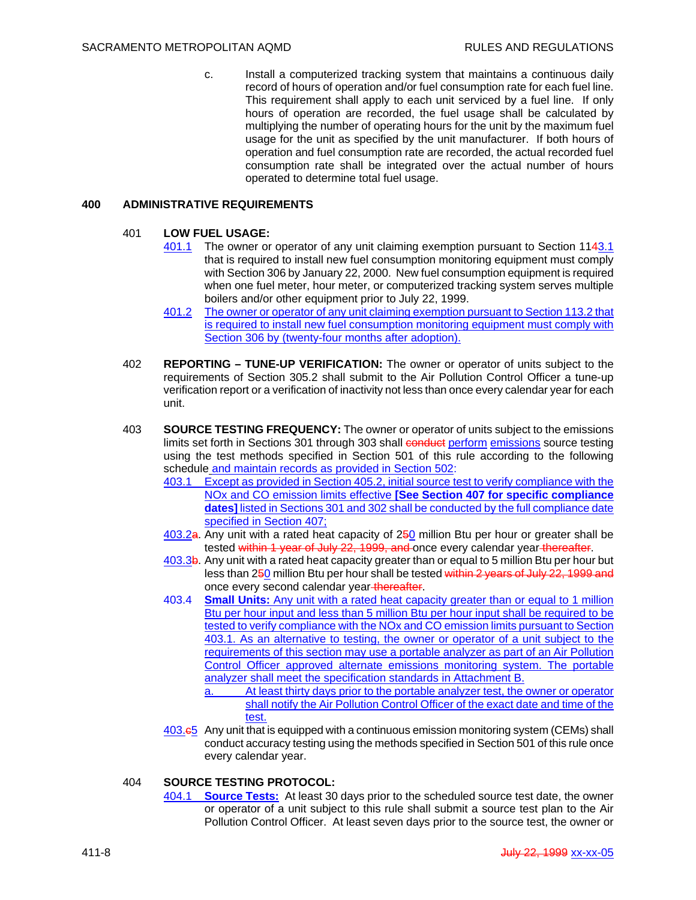c. Install a computerized tracking system that maintains a continuous daily record of hours of operation and/or fuel consumption rate for each fuel line. This requirement shall apply to each unit serviced by a fuel line. If only hours of operation are recorded, the fuel usage shall be calculated by multiplying the number of operating hours for the unit by the maximum fuel usage for the unit as specified by the unit manufacturer. If both hours of operation and fuel consumption rate are recorded, the actual recorded fuel consumption rate shall be integrated over the actual number of hours operated to determine total fuel usage.

## 400 ADMINISTRATIVE REQUIREMENTS

### 401 LOW FUEL USAGE:

401.1 The owner or operator of any unit claiming exemption pursuant to Section 11~~4~~3.1 that is required to install new fuel consumption monitoring equipment must comply with Section 306 by January 22, 2000. New fuel consumption equipment is required when one fuel meter, hour meter, or computerized tracking system serves multiple boilers and/or other equipment prior to July 22, 1999.

401.2 The owner or operator of any unit claiming exemption pursuant to Section 113.2 that is required to install new fuel consumption monitoring equipment must comply with Section 306 by (twenty-four months after adoption).

### 402 REPORTING – TUNE-UP VERIFICATION:

The owner or operator of units subject to the requirements of Section 305.2 shall submit to the Air Pollution Control Officer a tune-up verification report or a verification of inactivity not less than once every calendar year for each unit.

### 403 SOURCE TESTING FREQUENCY:

The owner or operator of units subject to the emissions limits set forth in Sections 301 through 303 shall ~~conduct~~ perform emissions source testing using the test methods specified in Section 501 of this rule according to the following schedule and maintain records as provided in Section 502:

403.1 Except as provided in Section 405.2, initial source test to verify compliance with the NOx and CO emission limits effective **[See Section 407 for specific compliance dates]** listed in Sections 301 and 302 shall be conducted by the full compliance date specified in Section 407;

403.2~~a~~. Any unit with a rated heat capacity of 2~~5~~0 million Btu per hour or greater shall be tested ~~within 1 year of July 22, 1999, and~~ once every calendar year ~~thereafter~~.

403.3~~b~~. Any unit with a rated heat capacity greater than or equal to 5 million Btu per hour but less than 2~~5~~0 million Btu per hour shall be tested ~~within 2 years of July 22, 1999 and~~ once every second calendar year ~~thereafter~~.

403.4 **Small Units:** Any unit with a rated heat capacity greater than or equal to 1 million Btu per hour input and less than 5 million Btu per hour input shall be required to be tested to verify compliance with the NOx and CO emission limits pursuant to Section 403.1. As an alternative to testing, the owner or operator of a unit subject to the requirements of this section may use a portable analyzer as part of an Air Pollution Control Officer approved alternate emissions monitoring system. The portable analyzer shall meet the specification standards in Attachment B.

a. At least thirty days prior to the portable analyzer test, the owner or operator shall notify the Air Pollution Control Officer of the exact date and time of the test.

403.~~c~~5 Any unit that is equipped with a continuous emission monitoring system (CEMs) shall conduct accuracy testing using the methods specified in Section 501 of this rule once every calendar year.

### 404 SOURCE TESTING PROTOCOL:

404.1 **Source Tests:** At least 30 days prior to the scheduled source test date, the owner or operator of a unit subject to this rule shall submit a source test plan to the Air Pollution Control Officer. At least seven days prior to the source test, the owner or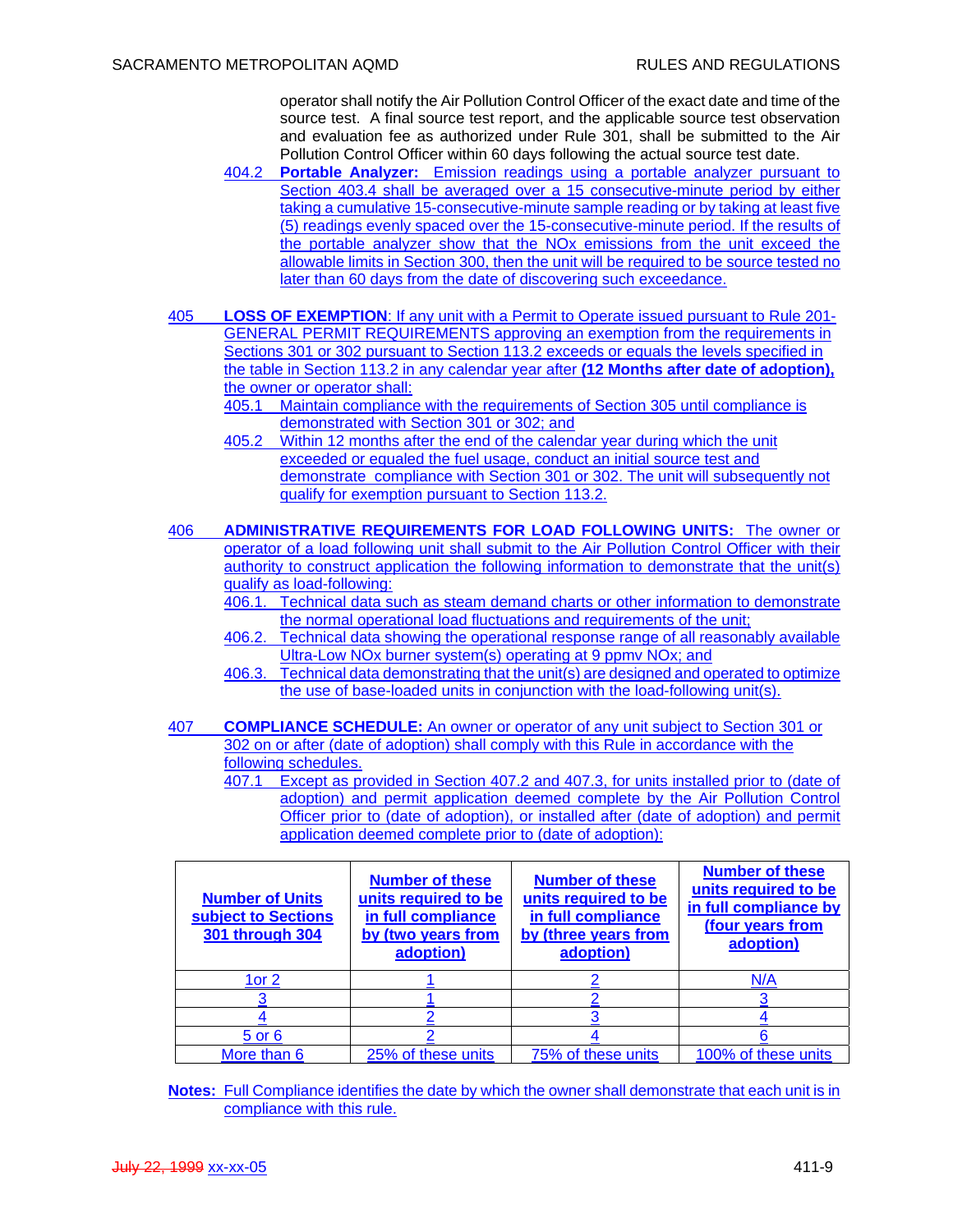operator shall notify the Air Pollution Control Officer of the exact date and time of the source test. A final source test report, and the applicable source test observation and evaluation fee as authorized under Rule 301, shall be submitted to the Air Pollution Control Officer within 60 days following the actual source test date.

404.2 **Portable Analyzer:** Emission readings using a portable analyzer pursuant to Section 403.4 shall be averaged over a 15 consecutive-minute period by either taking a cumulative 15-consecutive-minute sample reading or by taking at least five (5) readings evenly spaced over the 15-consecutive-minute period. If the results of the portable analyzer show that the NOx emissions from the unit exceed the allowable limits in Section 300, then the unit will be required to be source tested no later than 60 days from the date of discovering such exceedance.

405 **LOSS OF EXEMPTION**: If any unit with a Permit to Operate issued pursuant to Rule 201-GENERAL PERMIT REQUIREMENTS approving an exemption from the requirements in Sections 301 or 302 pursuant to Section 113.2 exceeds or equals the levels specified in the table in Section 113.2 in any calendar year after **(12 Months after date of adoption),** the owner or operator shall:

405.1 Maintain compliance with the requirements of Section 305 until compliance is demonstrated with Section 301 or 302; and

405.2 Within 12 months after the end of the calendar year during which the unit exceeded or equaled the fuel usage, conduct an initial source test and demonstrate compliance with Section 301 or 302. The unit will subsequently not qualify for exemption pursuant to Section 113.2.

406 **ADMINISTRATIVE REQUIREMENTS FOR LOAD FOLLOWING UNITS:** The owner or operator of a load following unit shall submit to the Air Pollution Control Officer with their authority to construct application the following information to demonstrate that the unit(s) qualify as load-following:

406.1. Technical data such as steam demand charts or other information to demonstrate the normal operational load fluctuations and requirements of the unit;

406.2. Technical data showing the operational response range of all reasonably available Ultra-Low NOx burner system(s) operating at 9 ppmv NOx; and

406.3. Technical data demonstrating that the unit(s) are designed and operated to optimize the use of base-loaded units in conjunction with the load-following unit(s).

407 **COMPLIANCE SCHEDULE:** An owner or operator of any unit subject to Section 301 or 302 on or after (date of adoption) shall comply with this Rule in accordance with the following schedules.

407.1 Except as provided in Section 407.2 and 407.3, for units installed prior to (date of adoption) and permit application deemed complete by the Air Pollution Control Officer prior to (date of adoption), or installed after (date of adoption) and permit application deemed complete prior to (date of adoption):

| **Number of Units subject to Sections 301 through 304** | **Number of these units required to be in full compliance by (two years from adoption)** | **Number of these units required to be in full compliance by (three years from adoption)** | **Number of these units required to be in full compliance by (four years from adoption)** |
|---|---|---|---|
| 1or 2 | 1 | 2 | N/A |
| 3 | 1 | 2 | 3 |
| 4 | 2 | 3 | 4 |
| 5 or 6 | 2 | 4 | 6 |
| More than 6 | 25% of these units | 75% of these units | 100% of these units |

**Notes:** Full Compliance identifies the date by which the owner shall demonstrate that each unit is in compliance with this rule.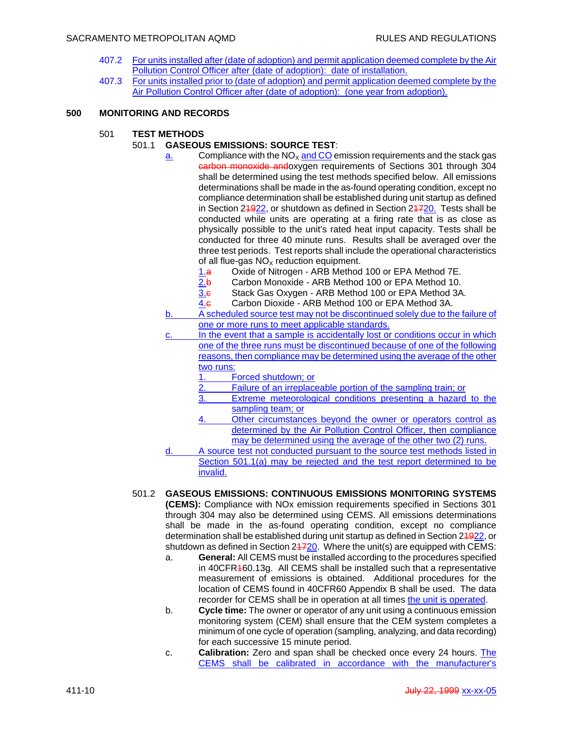407.2 For units installed after (date of adoption) and permit application deemed complete by the Air Pollution Control Officer after (date of adoption): date of installation.

407.3 For units installed prior to (date of adoption) and permit application deemed complete by the Air Pollution Control Officer after (date of adoption): (one year from adoption).

## 500 MONITORING AND RECORDS

### 501 TEST METHODS

**501.1 GASEOUS EMISSIONS: SOURCE TEST**:

a. Compliance with the $NO_X$ and CO emission requirements and the stack gas ~~carbon monoxide and~~oxygen requirements of Sections 301 through 304 shall be determined using the test methods specified below. All emissions determinations shall be made in the as-found operating condition, except no compliance determination shall be established during unit startup as defined in Section 2~~19~~22, or shutdown as defined in Section 2~~17~~20. Tests shall be conducted while units are operating at a firing rate that is as close as physically possible to the unit's rated heat input capacity. Tests shall be conducted for three 40 minute runs. Results shall be averaged over the three test periods. Test reports shall include the operational characteristics of all flue-gas $NO_X$ reduction equipment.

1.~~a~~ Oxide of Nitrogen - ARB Method 100 or EPA Method 7E.
2.~~b~~ Carbon Monoxide - ARB Method 100 or EPA Method 10.
3.~~c~~ Stack Gas Oxygen - ARB Method 100 or EPA Method 3A.
4.~~c~~ Carbon Dioxide - ARB Method 100 or EPA Method 3A.

b. A scheduled source test may not be discontinued solely due to the failure of one or more runs to meet applicable standards.

c. In the event that a sample is accidentally lost or conditions occur in which one of the three runs must be discontinued because of one of the following reasons, then compliance may be determined using the average of the other two runs:

1. Forced shutdown; or
2. Failure of an irreplaceable portion of the sampling train; or
3. Extreme meteorological conditions presenting a hazard to the sampling team; or
4. Other circumstances beyond the owner or operators control as determined by the Air Pollution Control Officer, then compliance may be determined using the average of the other two (2) runs.

d. A source test not conducted pursuant to the source test methods listed in Section 501.1(a) may be rejected and the test report determined to be invalid.

**501.2 GASEOUS EMISSIONS: CONTINUOUS EMISSIONS MONITORING SYSTEMS (CEMS):** Compliance with NOx emission requirements specified in Sections 301 through 304 may also be determined using CEMS. All emissions determinations shall be made in the as-found operating condition, except no compliance determination shall be established during unit startup as defined in Section 2~~19~~22, or shutdown as defined in Section 2~~17~~20. Where the unit(s) are equipped with CEMS:

a. **General:** All CEMS must be installed according to the procedures specified in 40CFR~~1~~60.13g. All CEMS shall be installed such that a representative measurement of emissions is obtained. Additional procedures for the location of CEMS found in 40CFR60 Appendix B shall be used. The data recorder for CEMS shall be in operation at all times the unit is operated.

b. **Cycle time:** The owner or operator of any unit using a continuous emission monitoring system (CEM) shall ensure that the CEM system completes a minimum of one cycle of operation (sampling, analyzing, and data recording) for each successive 15 minute period.

c. **Calibration:** Zero and span shall be checked once every 24 hours. The CEMS shall be calibrated in accordance with the manufacturer's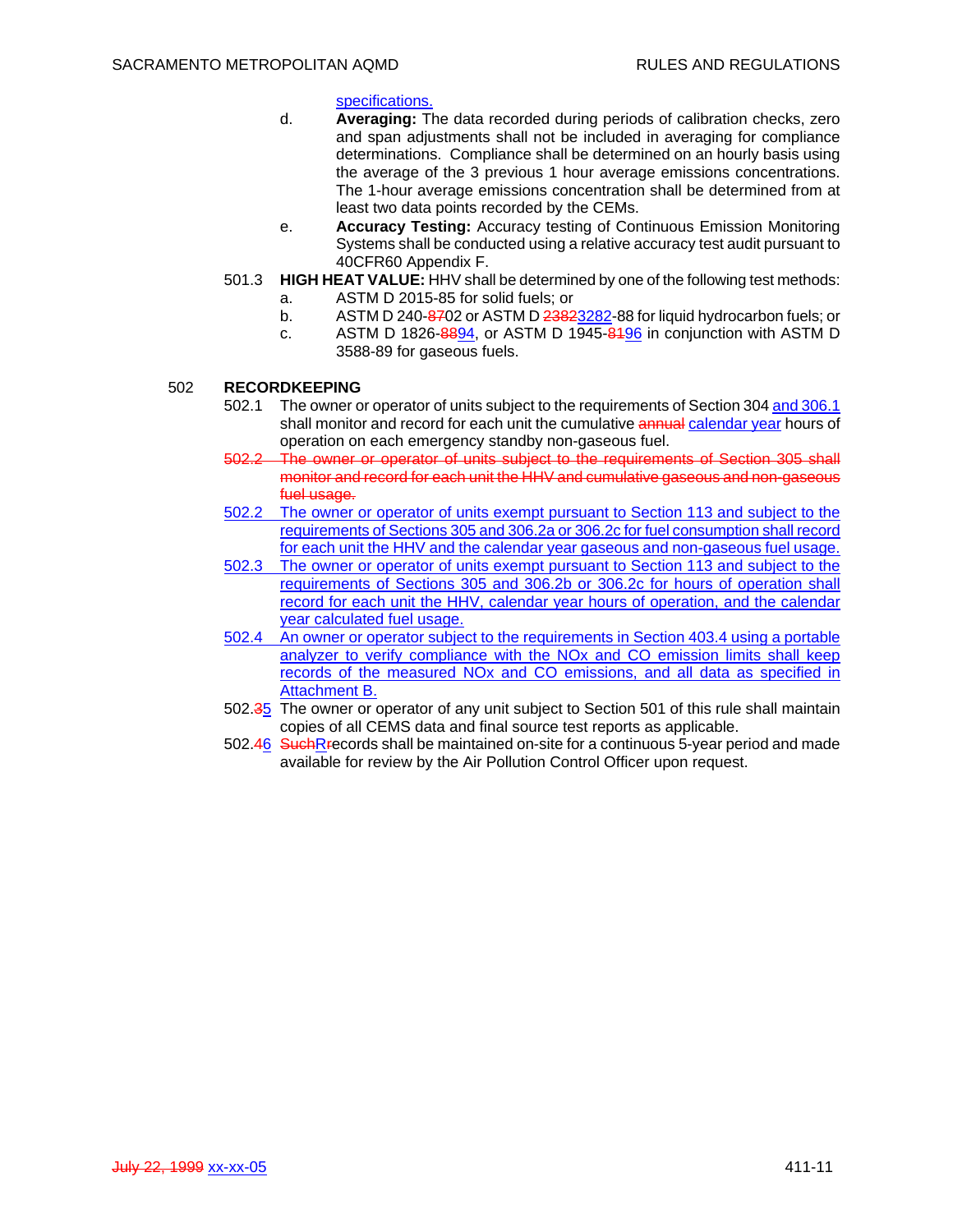specifications.

d. **Averaging:** The data recorded during periods of calibration checks, zero and span adjustments shall not be included in averaging for compliance determinations. Compliance shall be determined on an hourly basis using the average of the 3 previous 1 hour average emissions concentrations. The 1-hour average emissions concentration shall be determined from at least two data points recorded by the CEMs.

e. **Accuracy Testing:** Accuracy testing of Continuous Emission Monitoring Systems shall be conducted using a relative accuracy test audit pursuant to 40CFR60 Appendix F.

501.3 **HIGH HEAT VALUE:** HHV shall be determined by one of the following test methods:

a. ASTM D 2015-85 for solid fuels; or

b. ASTM D 240-~~87~~02 or ASTM D ~~2382~~3282-88 for liquid hydrocarbon fuels; or

c. ASTM D 1826-~~88~~94, or ASTM D 1945-~~81~~96 in conjunction with ASTM D 3588-89 for gaseous fuels.

## 502 RECORDKEEPING

502.1 The owner or operator of units subject to the requirements of Section 304 and 306.1 shall monitor and record for each unit the cumulative ~~annual~~ calendar year hours of operation on each emergency standby non-gaseous fuel.

~~502.2 The owner or operator of units subject to the requirements of Section 305 shall monitor and record for each unit the HHV and cumulative gaseous and non-gaseous fuel usage.~~

502.2 The owner or operator of units exempt pursuant to Section 113 and subject to the requirements of Sections 305 and 306.2a or 306.2c for fuel consumption shall record for each unit the HHV and the calendar year gaseous and non-gaseous fuel usage.

502.3 The owner or operator of units exempt pursuant to Section 113 and subject to the requirements of Sections 305 and 306.2b or 306.2c for hours of operation shall record for each unit the HHV, calendar year hours of operation, and the calendar year calculated fuel usage.

502.4 An owner or operator subject to the requirements in Section 403.4 using a portable analyzer to verify compliance with the NOx and CO emission limits shall keep records of the measured NOx and CO emissions, and all data as specified in Attachment B.

502.~~3~~5 The owner or operator of any unit subject to Section 501 of this rule shall maintain copies of all CEMS data and final source test reports as applicable.

502.~~4~~6 ~~Such~~R~~r~~ecords shall be maintained on-site for a continuous 5-year period and made available for review by the Air Pollution Control Officer upon request.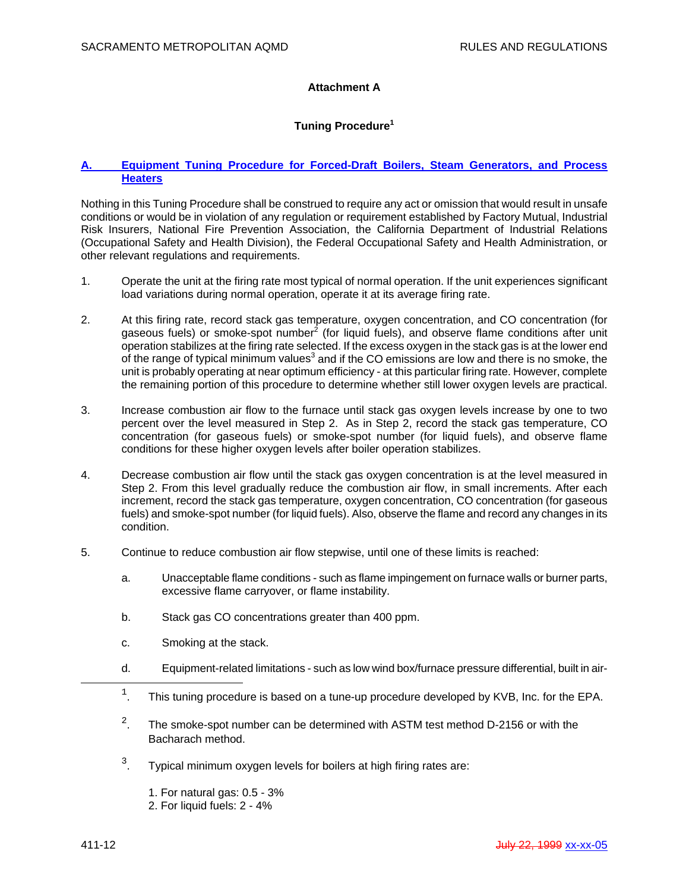## Attachment A

### Tuning Procedure[1]

**A. Equipment Tuning Procedure for Forced-Draft Boilers, Steam Generators, and Process Heaters**

Nothing in this Tuning Procedure shall be construed to require any act or omission that would result in unsafe conditions or would be in violation of any regulation or requirement established by Factory Mutual, Industrial Risk Insurers, National Fire Prevention Association, the California Department of Industrial Relations (Occupational Safety and Health Division), the Federal Occupational Safety and Health Administration, or other relevant regulations and requirements.

1. Operate the unit at the firing rate most typical of normal operation. If the unit experiences significant load variations during normal operation, operate it at its average firing rate.

2. At this firing rate, record stack gas temperature, oxygen concentration, and CO concentration (for gaseous fuels) or smoke-spot number[2] (for liquid fuels), and observe flame conditions after unit operation stabilizes at the firing rate selected. If the excess oxygen in the stack gas is at the lower end of the range of typical minimum values[3] and if the CO emissions are low and there is no smoke, the unit is probably operating at near optimum efficiency - at this particular firing rate. However, complete the remaining portion of this procedure to determine whether still lower oxygen levels are practical.

3. Increase combustion air flow to the furnace until stack gas oxygen levels increase by one to two percent over the level measured in Step 2. As in Step 2, record the stack gas temperature, CO concentration (for gaseous fuels) or smoke-spot number (for liquid fuels), and observe flame conditions for these higher oxygen levels after boiler operation stabilizes.

4. Decrease combustion air flow until the stack gas oxygen concentration is at the level measured in Step 2. From this level gradually reduce the combustion air flow, in small increments. After each increment, record the stack gas temperature, oxygen concentration, CO concentration (for gaseous fuels) and smoke-spot number (for liquid fuels). Also, observe the flame and record any changes in its condition.

5. Continue to reduce combustion air flow stepwise, until one of these limits is reached:

   a. Unacceptable flame conditions - such as flame impingement on furnace walls or burner parts, excessive flame carryover, or flame instability.

   b. Stack gas CO concentrations greater than 400 ppm.

   c. Smoking at the stack.

   d. Equipment-related limitations - such as low wind box/furnace pressure differential, built in air-

---

[1]. This tuning procedure is based on a tune-up procedure developed by KVB, Inc. for the EPA.

[2]. The smoke-spot number can be determined with ASTM test method D-2156 or with the Bacharach method.

[3]. Typical minimum oxygen levels for boilers at high firing rates are:

1. For natural gas: 0.5 - 3%
2. For liquid fuels: 2 - 4%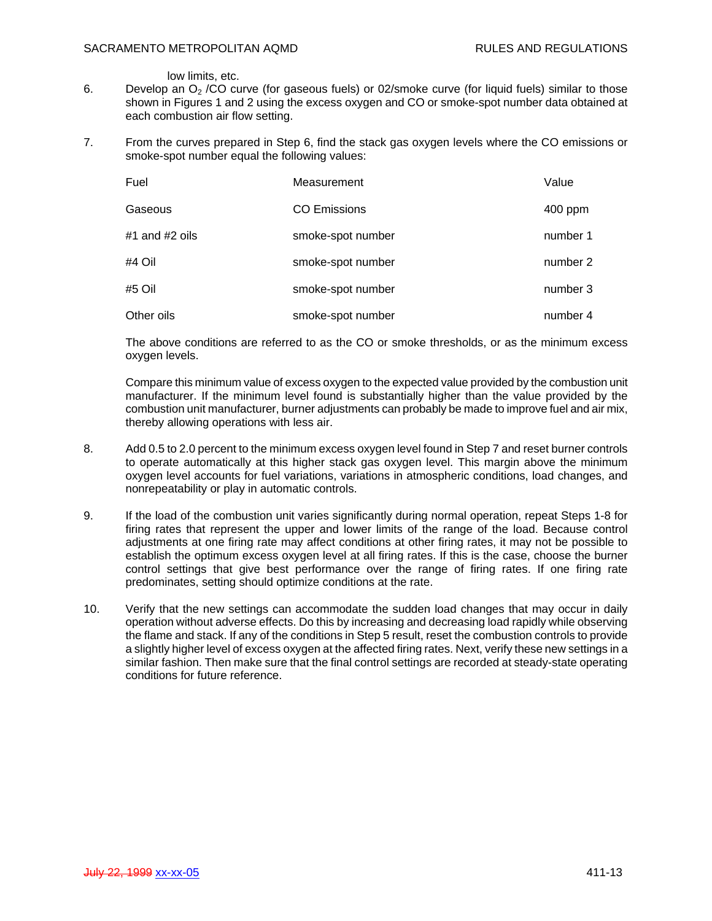low limits, etc.

6. Develop an $O_2$ /CO curve (for gaseous fuels) or 02/smoke curve (for liquid fuels) similar to those shown in Figures 1 and 2 using the excess oxygen and CO or smoke-spot number data obtained at each combustion air flow setting.

7. From the curves prepared in Step 6, find the stack gas oxygen levels where the CO emissions or smoke-spot number equal the following values:

| Fuel | Measurement | Value |
|---|---|---|
| Gaseous | CO Emissions | 400 ppm |
| #1 and #2 oils | smoke-spot number | number 1 |
| #4 Oil | smoke-spot number | number 2 |
| #5 Oil | smoke-spot number | number 3 |
| Other oils | smoke-spot number | number 4 |

   The above conditions are referred to as the CO or smoke thresholds, or as the minimum excess oxygen levels.

   Compare this minimum value of excess oxygen to the expected value provided by the combustion unit manufacturer. If the minimum level found is substantially higher than the value provided by the combustion unit manufacturer, burner adjustments can probably be made to improve fuel and air mix, thereby allowing operations with less air.

8. Add 0.5 to 2.0 percent to the minimum excess oxygen level found in Step 7 and reset burner controls to operate automatically at this higher stack gas oxygen level. This margin above the minimum oxygen level accounts for fuel variations, variations in atmospheric conditions, load changes, and nonrepeatability or play in automatic controls.

9. If the load of the combustion unit varies significantly during normal operation, repeat Steps 1-8 for firing rates that represent the upper and lower limits of the range of the load. Because control adjustments at one firing rate may affect conditions at other firing rates, it may not be possible to establish the optimum excess oxygen level at all firing rates. If this is the case, choose the burner control settings that give best performance over the range of firing rates. If one firing rate predominates, setting should optimize conditions at the rate.

10. Verify that the new settings can accommodate the sudden load changes that may occur in daily operation without adverse effects. Do this by increasing and decreasing load rapidly while observing the flame and stack. If any of the conditions in Step 5 result, reset the combustion controls to provide a slightly higher level of excess oxygen at the affected firing rates. Next, verify these new settings in a similar fashion. Then make sure that the final control settings are recorded at steady-state operating conditions for future reference.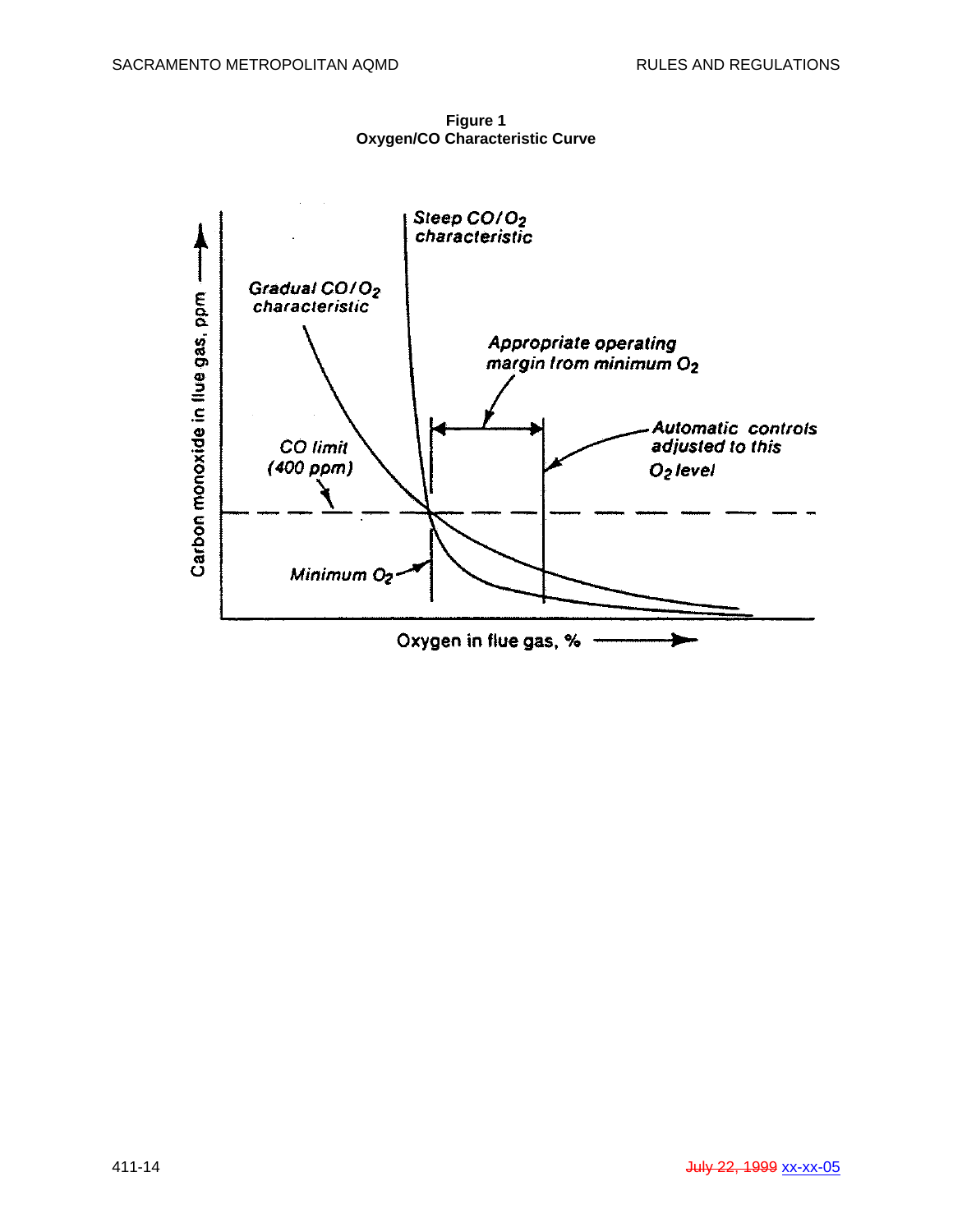**Figure 1**
**Oxygen/CO Characteristic Curve**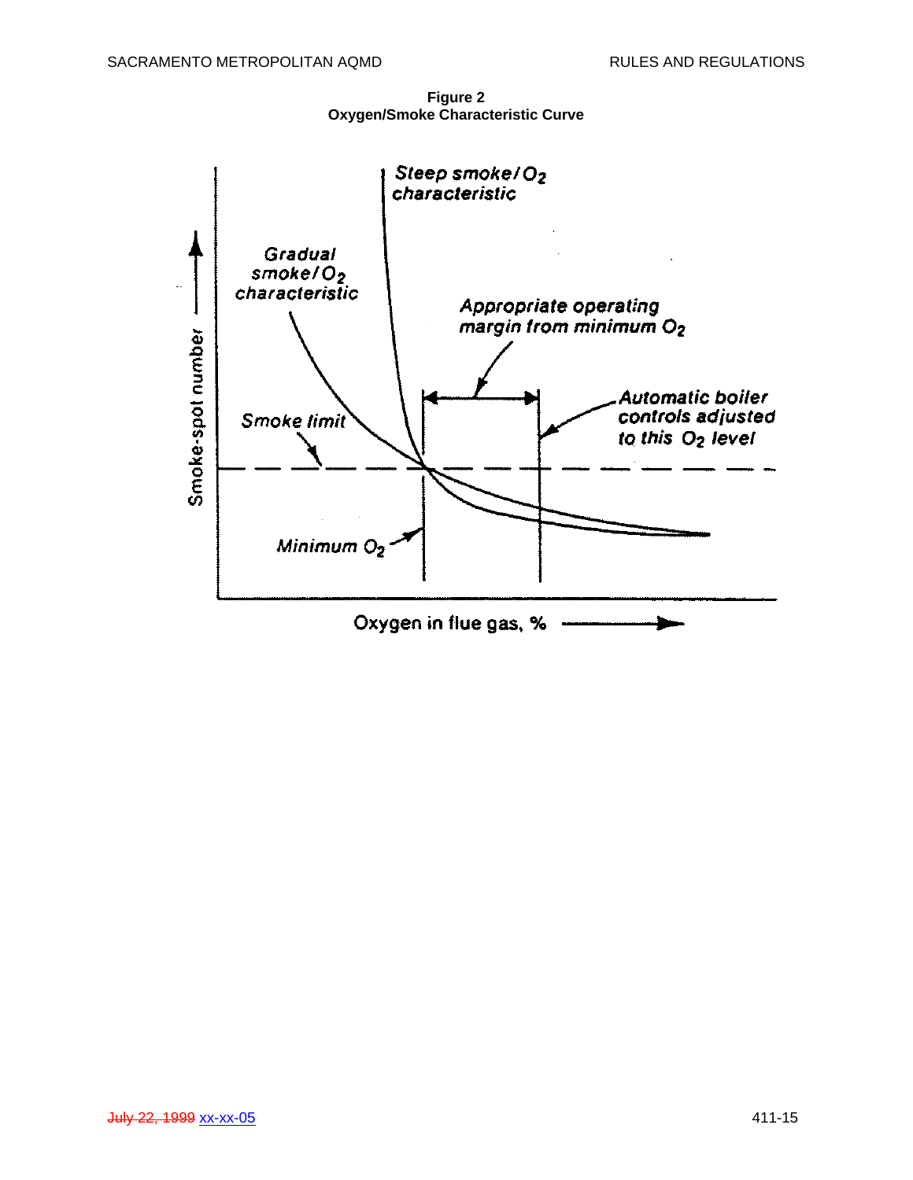**Figure 2**
**Oxygen/Smoke Characteristic Curve**

Steep smoke/$O_2$ characteristic

Gradual smoke/$O_2$ characteristic

Appropriate operating margin from minimum $O_2$

Automatic boiler controls adjusted to this $O_2$ level

Smoke limit

Minimum $O_2$

Smoke-spot number

Oxygen in flue gas, %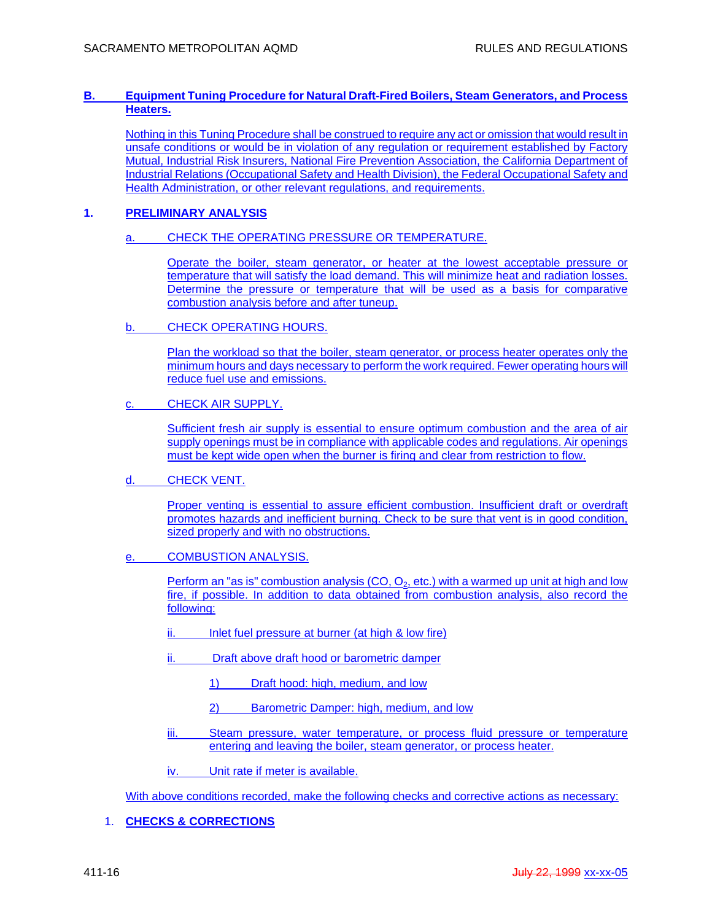## B. Equipment Tuning Procedure for Natural Draft-Fired Boilers, Steam Generators, and Process Heaters.

Nothing in this Tuning Procedure shall be construed to require any act or omission that would result in unsafe conditions or would be in violation of any regulation or requirement established by Factory Mutual, Industrial Risk Insurers, National Fire Prevention Association, the California Department of Industrial Relations (Occupational Safety and Health Division), the Federal Occupational Safety and Health Administration, or other relevant regulations, and requirements.

### 1. PRELIMINARY ANALYSIS

a. CHECK THE OPERATING PRESSURE OR TEMPERATURE.

Operate the boiler, steam generator, or heater at the lowest acceptable pressure or temperature that will satisfy the load demand. This will minimize heat and radiation losses. Determine the pressure or temperature that will be used as a basis for comparative combustion analysis before and after tuneup.

b. CHECK OPERATING HOURS.

Plan the workload so that the boiler, steam generator, or process heater operates only the minimum hours and days necessary to perform the work required. Fewer operating hours will reduce fuel use and emissions.

c. CHECK AIR SUPPLY.

Sufficient fresh air supply is essential to ensure optimum combustion and the area of air supply openings must be in compliance with applicable codes and regulations. Air openings must be kept wide open when the burner is firing and clear from restriction to flow.

d. CHECK VENT.

Proper venting is essential to assure efficient combustion. Insufficient draft or overdraft promotes hazards and inefficient burning. Check to be sure that vent is in good condition, sized properly and with no obstructions.

e. COMBUSTION ANALYSIS.

Perform an "as is" combustion analysis (CO, $O_2$, etc.) with a warmed up unit at high and low fire, if possible. In addition to data obtained from combustion analysis, also record the following:

ii. Inlet fuel pressure at burner (at high & low fire)

ii. Draft above draft hood or barometric damper

1) Draft hood: high, medium, and low

2) Barometric Damper: high, medium, and low

iii. Steam pressure, water temperature, or process fluid pressure or temperature entering and leaving the boiler, steam generator, or process heater.

iv. Unit rate if meter is available.

With above conditions recorded, make the following checks and corrective actions as necessary:

1. **CHECKS & CORRECTIONS**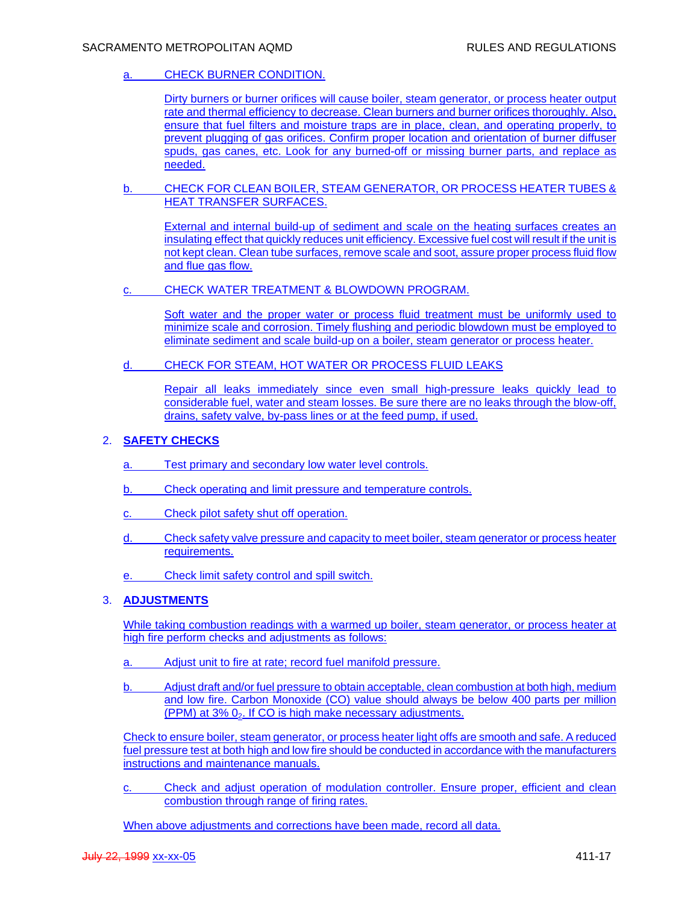a. CHECK BURNER CONDITION.

Dirty burners or burner orifices will cause boiler, steam generator, or process heater output rate and thermal efficiency to decrease. Clean burners and burner orifices thoroughly. Also, ensure that fuel filters and moisture traps are in place, clean, and operating properly, to prevent plugging of gas orifices. Confirm proper location and orientation of burner diffuser spuds, gas canes, etc. Look for any burned-off or missing burner parts, and replace as needed.

b. CHECK FOR CLEAN BOILER, STEAM GENERATOR, OR PROCESS HEATER TUBES & HEAT TRANSFER SURFACES.

External and internal build-up of sediment and scale on the heating surfaces creates an insulating effect that quickly reduces unit efficiency. Excessive fuel cost will result if the unit is not kept clean. Clean tube surfaces, remove scale and soot, assure proper process fluid flow and flue gas flow.

c. CHECK WATER TREATMENT & BLOWDOWN PROGRAM.

Soft water and the proper water or process fluid treatment must be uniformly used to minimize scale and corrosion. Timely flushing and periodic blowdown must be employed to eliminate sediment and scale build-up on a boiler, steam generator or process heater.

d. CHECK FOR STEAM, HOT WATER OR PROCESS FLUID LEAKS

Repair all leaks immediately since even small high-pressure leaks quickly lead to considerable fuel, water and steam losses. Be sure there are no leaks through the blow-off, drains, safety valve, by-pass lines or at the feed pump, if used.

2. **SAFETY CHECKS**

a. Test primary and secondary low water level controls.

b. Check operating and limit pressure and temperature controls.

c. Check pilot safety shut off operation.

d. Check safety valve pressure and capacity to meet boiler, steam generator or process heater requirements.

e. Check limit safety control and spill switch.

3. **ADJUSTMENTS**

While taking combustion readings with a warmed up boiler, steam generator, or process heater at high fire perform checks and adjustments as follows:

a. Adjust unit to fire at rate; record fuel manifold pressure.

b. Adjust draft and/or fuel pressure to obtain acceptable, clean combustion at both high, medium and low fire. Carbon Monoxide (CO) value should always be below 400 parts per million (PPM) at 3% $0_2$. If CO is high make necessary adjustments.

Check to ensure boiler, steam generator, or process heater light offs are smooth and safe. A reduced fuel pressure test at both high and low fire should be conducted in accordance with the manufacturers instructions and maintenance manuals.

c. Check and adjust operation of modulation controller. Ensure proper, efficient and clean combustion through range of firing rates.

When above adjustments and corrections have been made, record all data.

~~July 22, 1999~~ xx-xx-05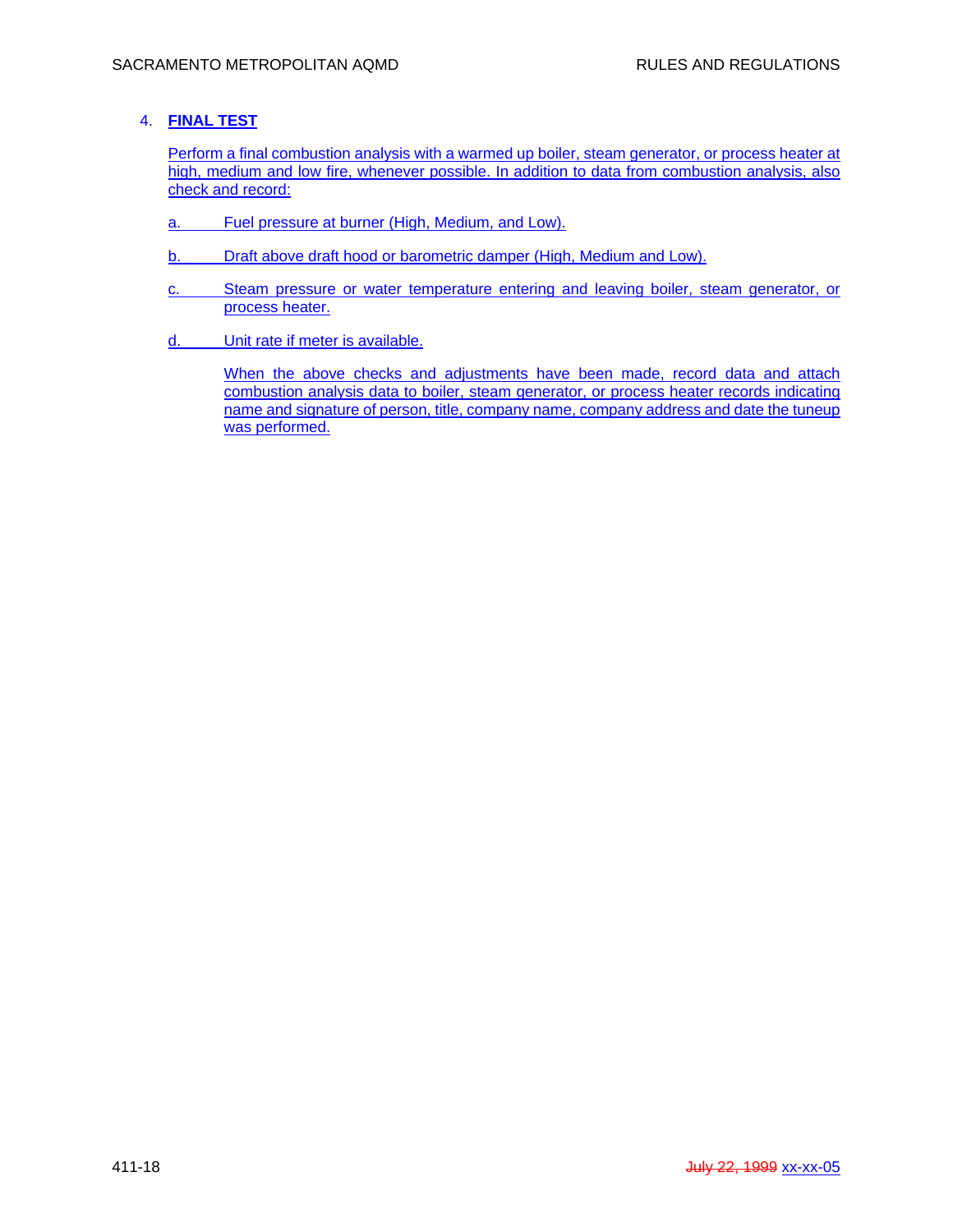4. **FINAL TEST**

Perform a final combustion analysis with a warmed up boiler, steam generator, or process heater at high, medium and low fire, whenever possible. In addition to data from combustion analysis, also check and record:

a. Fuel pressure at burner (High, Medium, and Low).

b. Draft above draft hood or barometric damper (High, Medium and Low).

c. Steam pressure or water temperature entering and leaving boiler, steam generator, or process heater.

d. Unit rate if meter is available.

When the above checks and adjustments have been made, record data and attach combustion analysis data to boiler, steam generator, or process heater records indicating name and signature of person, title, company name, company address and date the tuneup was performed.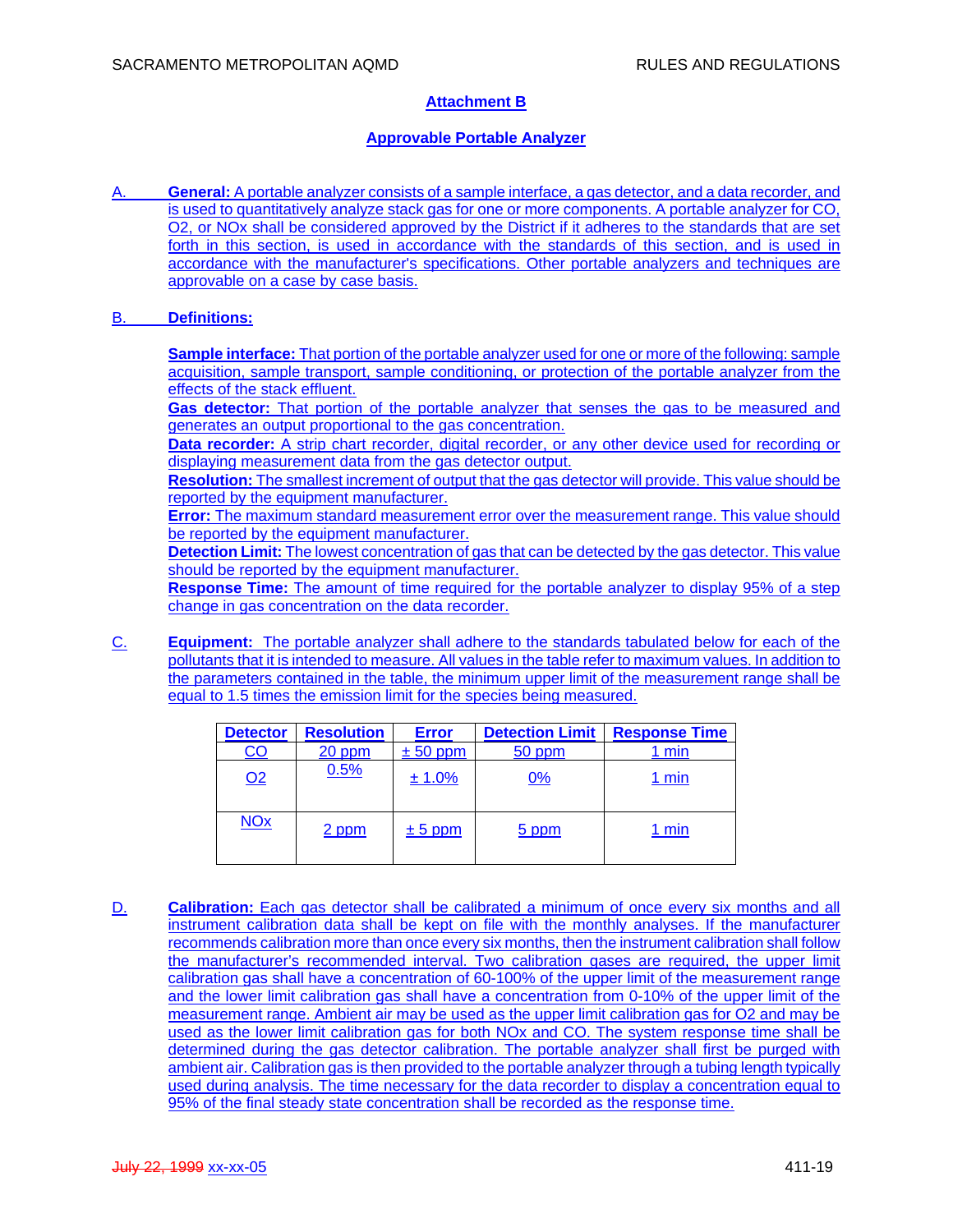## Attachment B

## Approvable Portable Analyzer

A. **General:** A portable analyzer consists of a sample interface, a gas detector, and a data recorder, and is used to quantitatively analyze stack gas for one or more components. A portable analyzer for CO, $O_2$, or $NO_x$ shall be considered approved by the District if it adheres to the standards that are set forth in this section, is used in accordance with the standards of this section, and is used in accordance with the manufacturer's specifications. Other portable analyzers and techniques are approvable on a case by case basis.

B. **Definitions:**

**Sample interface:** That portion of the portable analyzer used for one or more of the following: sample acquisition, sample transport, sample conditioning, or protection of the portable analyzer from the effects of the stack effluent.

**Gas detector:** That portion of the portable analyzer that senses the gas to be measured and generates an output proportional to the gas concentration.

**Data recorder:** A strip chart recorder, digital recorder, or any other device used for recording or displaying measurement data from the gas detector output.

**Resolution:** The smallest increment of output that the gas detector will provide. This value should be reported by the equipment manufacturer.

**Error:** The maximum standard measurement error over the measurement range. This value should be reported by the equipment manufacturer.

**Detection Limit:** The lowest concentration of gas that can be detected by the gas detector. This value should be reported by the equipment manufacturer.

**Response Time:** The amount of time required for the portable analyzer to display 95% of a step change in gas concentration on the data recorder.

C. **Equipment:** The portable analyzer shall adhere to the standards tabulated below for each of the pollutants that it is intended to measure. All values in the table refer to maximum values. In addition to the parameters contained in the table, the minimum upper limit of the measurement range shall be equal to 1.5 times the emission limit for the species being measured.

| Detector | Resolution | Error | Detection Limit | Response Time |
|---|---|---|---|---|
| CO | 20 ppm | ± 50 ppm | 50 ppm | 1 min |
| $O_2$ | 0.5% | ± 1.0% | 0% | 1 min |
| $NO_x$ | 2 ppm | ± 5 ppm | 5 ppm | 1 min |

D. **Calibration:** Each gas detector shall be calibrated a minimum of once every six months and all instrument calibration data shall be kept on file with the monthly analyses. If the manufacturer recommends calibration more than once every six months, then the instrument calibration shall follow the manufacturer's recommended interval. Two calibration gases are required, the upper limit calibration gas shall have a concentration of 60-100% of the upper limit of the measurement range and the lower limit calibration gas shall have a concentration from 0-10% of the upper limit of the measurement range. Ambient air may be used as the upper limit calibration gas for $O_2$ and may be used as the lower limit calibration gas for both $NO_x$ and CO. The system response time shall be determined during the gas detector calibration. The portable analyzer shall first be purged with ambient air. Calibration gas is then provided to the portable analyzer through a tubing length typically used during analysis. The time necessary for the data recorder to display a concentration equal to 95% of the final steady state concentration shall be recorded as the response time.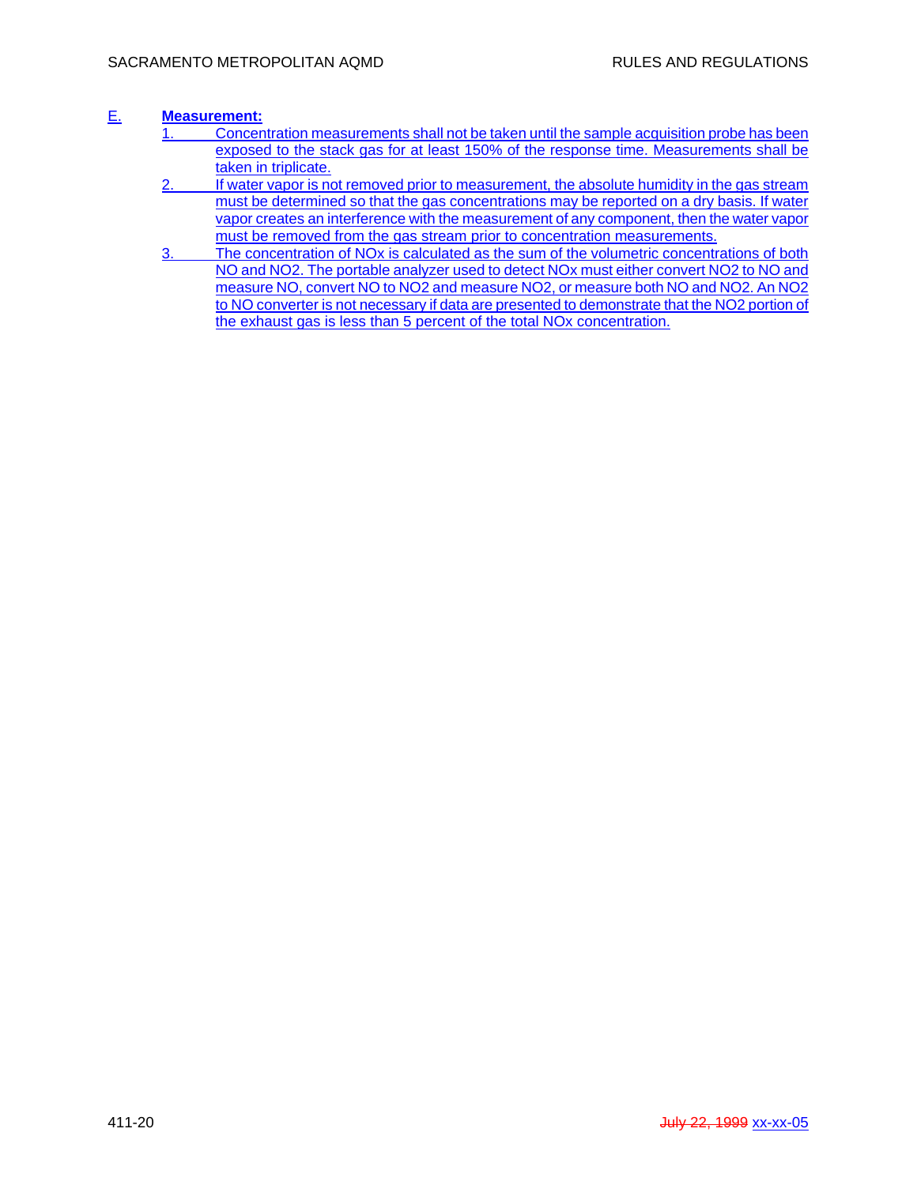E. **Measurement:**

1. Concentration measurements shall not be taken until the sample acquisition probe has been exposed to the stack gas for at least 150% of the response time. Measurements shall be taken in triplicate.
2. If water vapor is not removed prior to measurement, the absolute humidity in the gas stream must be determined so that the gas concentrations may be reported on a dry basis. If water vapor creates an interference with the measurement of any component, then the water vapor must be removed from the gas stream prior to concentration measurements.
3. The concentration of NOx is calculated as the sum of the volumetric concentrations of both NO and NO2. The portable analyzer used to detect NOx must either convert NO2 to NO and measure NO, convert NO to NO2 and measure NO2, or measure both NO and NO2. An NO2 to NO converter is not necessary if data are presented to demonstrate that the NO2 portion of the exhaust gas is less than 5 percent of the total NOx concentration.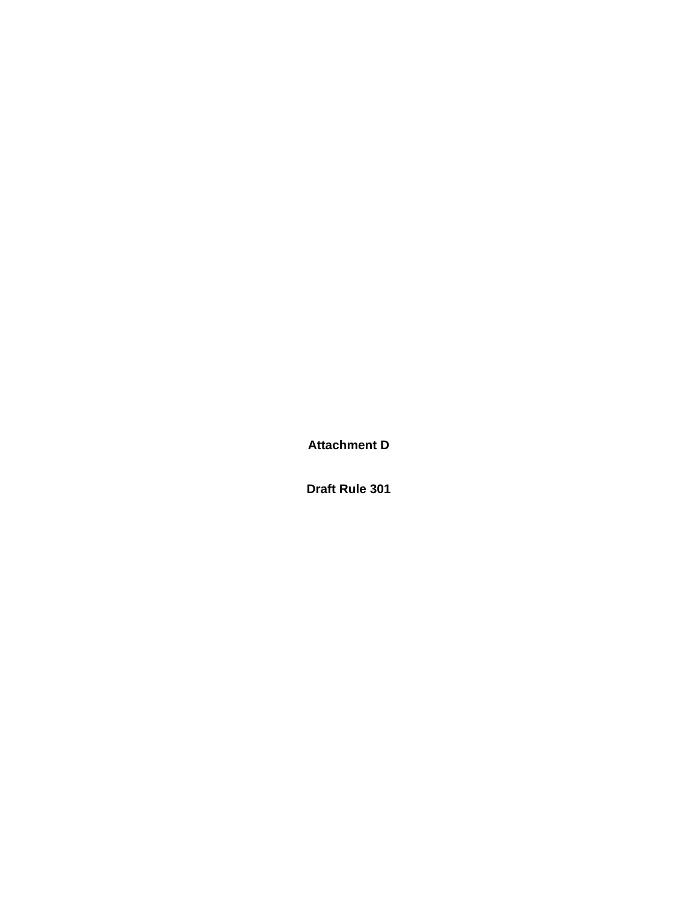# Attachment D

# Draft Rule 301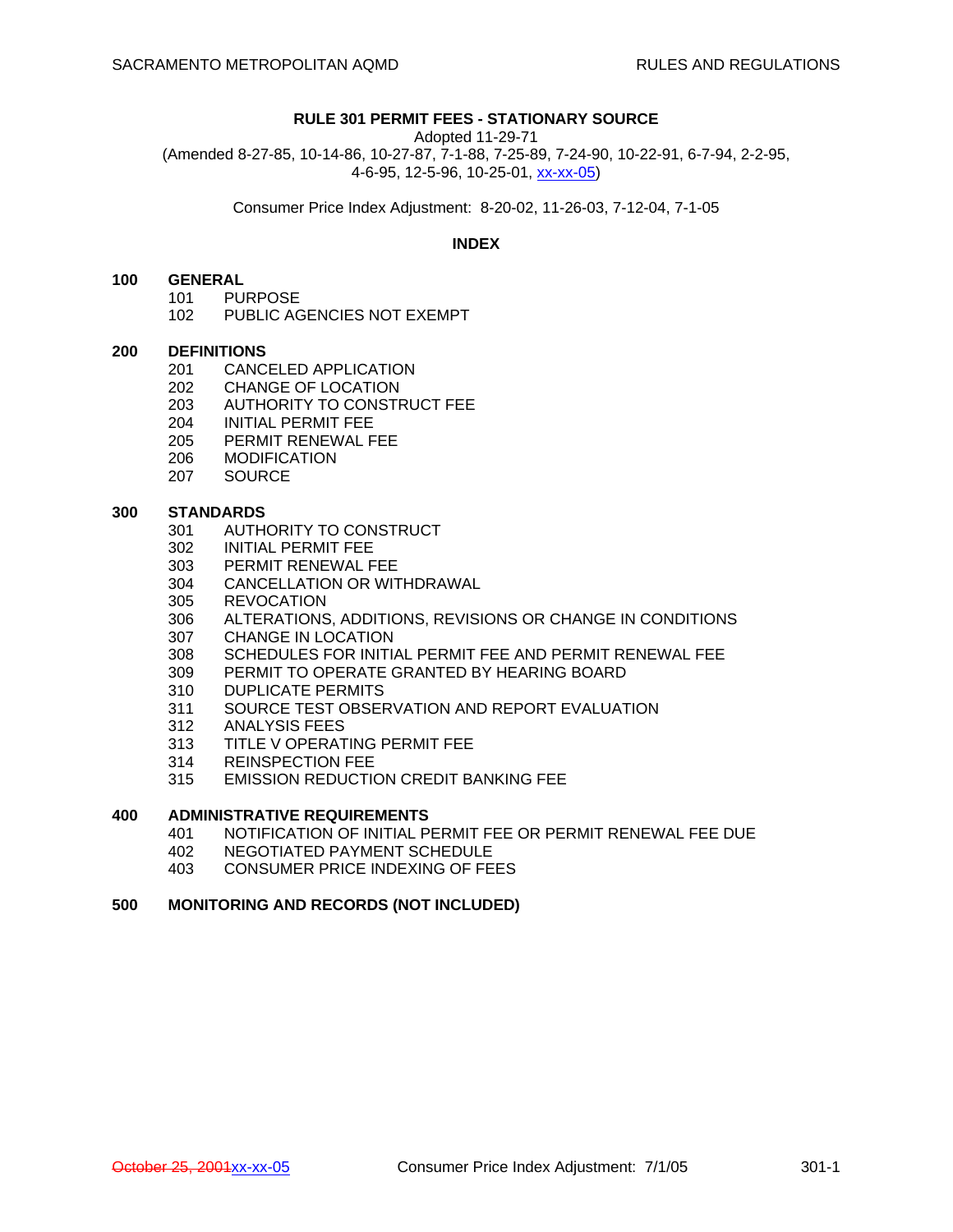# RULE 301 PERMIT FEES - STATIONARY SOURCE

Adopted 11-29-71

(Amended 8-27-85, 10-14-86, 10-27-87, 7-1-88, 7-25-89, 7-24-90, 10-22-91, 6-7-94, 2-2-95, 4-6-95, 12-5-96, 10-25-01, xx-xx-05)

Consumer Price Index Adjustment: 8-20-02, 11-26-03, 7-12-04, 7-1-05

## INDEX

**100 GENERAL**
- 101 PURPOSE
- 102 PUBLIC AGENCIES NOT EXEMPT

**200 DEFINITIONS**
- 201 CANCELED APPLICATION
- 202 CHANGE OF LOCATION
- 203 AUTHORITY TO CONSTRUCT FEE
- 204 INITIAL PERMIT FEE
- 205 PERMIT RENEWAL FEE
- 206 MODIFICATION
- 207 SOURCE

**300 STANDARDS**
- 301 AUTHORITY TO CONSTRUCT
- 302 INITIAL PERMIT FEE
- 303 PERMIT RENEWAL FEE
- 304 CANCELLATION OR WITHDRAWAL
- 305 REVOCATION
- 306 ALTERATIONS, ADDITIONS, REVISIONS OR CHANGE IN CONDITIONS
- 307 CHANGE IN LOCATION
- 308 SCHEDULES FOR INITIAL PERMIT FEE AND PERMIT RENEWAL FEE
- 309 PERMIT TO OPERATE GRANTED BY HEARING BOARD
- 310 DUPLICATE PERMITS
- 311 SOURCE TEST OBSERVATION AND REPORT EVALUATION
- 312 ANALYSIS FEES
- 313 TITLE V OPERATING PERMIT FEE
- 314 REINSPECTION FEE
- 315 EMISSION REDUCTION CREDIT BANKING FEE

**400 ADMINISTRATIVE REQUIREMENTS**
- 401 NOTIFICATION OF INITIAL PERMIT FEE OR PERMIT RENEWAL FEE DUE
- 402 NEGOTIATED PAYMENT SCHEDULE
- 403 CONSUMER PRICE INDEXING OF FEES

**500 MONITORING AND RECORDS (NOT INCLUDED)**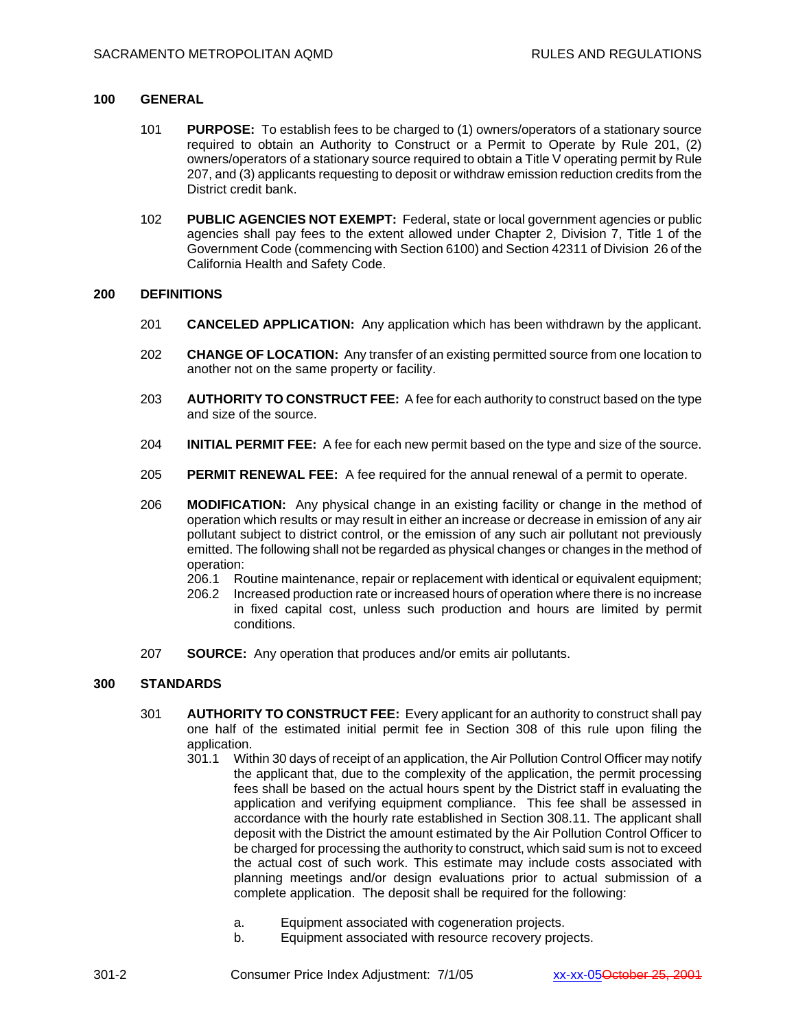## 100 GENERAL

101 **PURPOSE:** To establish fees to be charged to (1) owners/operators of a stationary source required to obtain an Authority to Construct or a Permit to Operate by Rule 201, (2) owners/operators of a stationary source required to obtain a Title V operating permit by Rule 207, and (3) applicants requesting to deposit or withdraw emission reduction credits from the District credit bank.

102 **PUBLIC AGENCIES NOT EXEMPT:** Federal, state or local government agencies or public agencies shall pay fees to the extent allowed under Chapter 2, Division 7, Title 1 of the Government Code (commencing with Section 6100) and Section 42311 of Division 26 of the California Health and Safety Code.

## 200 DEFINITIONS

201 **CANCELED APPLICATION:** Any application which has been withdrawn by the applicant.

202 **CHANGE OF LOCATION:** Any transfer of an existing permitted source from one location to another not on the same property or facility.

203 **AUTHORITY TO CONSTRUCT FEE:** A fee for each authority to construct based on the type and size of the source.

204 **INITIAL PERMIT FEE:** A fee for each new permit based on the type and size of the source.

205 **PERMIT RENEWAL FEE:** A fee required for the annual renewal of a permit to operate.

206 **MODIFICATION:** Any physical change in an existing facility or change in the method of operation which results or may result in either an increase or decrease in emission of any air pollutant subject to district control, or the emission of any such air pollutant not previously emitted. The following shall not be regarded as physical changes or changes in the method of operation:

206.1 Routine maintenance, repair or replacement with identical or equivalent equipment;

206.2 Increased production rate or increased hours of operation where there is no increase in fixed capital cost, unless such production and hours are limited by permit conditions.

207 **SOURCE:** Any operation that produces and/or emits air pollutants.

## 300 STANDARDS

301 **AUTHORITY TO CONSTRUCT FEE:** Every applicant for an authority to construct shall pay one half of the estimated initial permit fee in Section 308 of this rule upon filing the application.

301.1 Within 30 days of receipt of an application, the Air Pollution Control Officer may notify the applicant that, due to the complexity of the application, the permit processing fees shall be based on the actual hours spent by the District staff in evaluating the application and verifying equipment compliance. This fee shall be assessed in accordance with the hourly rate established in Section 308.11. The applicant shall deposit with the District the amount estimated by the Air Pollution Control Officer to be charged for processing the authority to construct, which said sum is not to exceed the actual cost of such work. This estimate may include costs associated with planning meetings and/or design evaluations prior to actual submission of a complete application. The deposit shall be required for the following:

a. Equipment associated with cogeneration projects.

b. Equipment associated with resource recovery projects.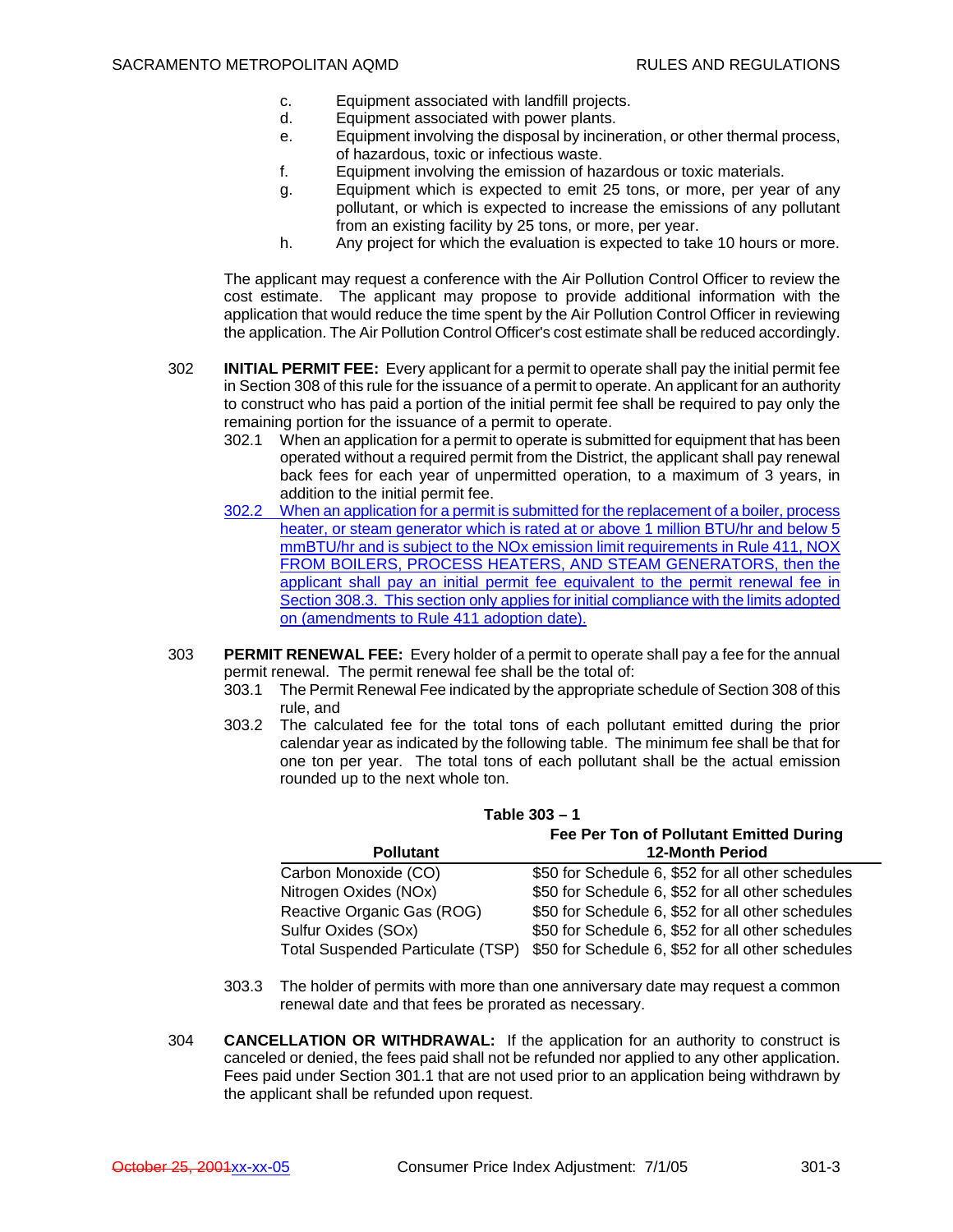c. Equipment associated with landfill projects.
d. Equipment associated with power plants.
e. Equipment involving the disposal by incineration, or other thermal process, of hazardous, toxic or infectious waste.
f. Equipment involving the emission of hazardous or toxic materials.
g. Equipment which is expected to emit 25 tons, or more, per year of any pollutant, or which is expected to increase the emissions of any pollutant from an existing facility by 25 tons, or more, per year.
h. Any project for which the evaluation is expected to take 10 hours or more.

The applicant may request a conference with the Air Pollution Control Officer to review the cost estimate. The applicant may propose to provide additional information with the application that would reduce the time spent by the Air Pollution Control Officer in reviewing the application. The Air Pollution Control Officer's cost estimate shall be reduced accordingly.

302 **INITIAL PERMIT FEE:** Every applicant for a permit to operate shall pay the initial permit fee in Section 308 of this rule for the issuance of a permit to operate. An applicant for an authority to construct who has paid a portion of the initial permit fee shall be required to pay only the remaining portion for the issuance of a permit to operate.

302.1 When an application for a permit to operate is submitted for equipment that has been operated without a required permit from the District, the applicant shall pay renewal back fees for each year of unpermitted operation, to a maximum of 3 years, in addition to the initial permit fee.

302.2 When an application for a permit is submitted for the replacement of a boiler, process heater, or steam generator which is rated at or above 1 million BTU/hr and below 5 mmBTU/hr and is subject to the NOx emission limit requirements in Rule 411, NOX FROM BOILERS, PROCESS HEATERS, AND STEAM GENERATORS, then the applicant shall pay an initial permit fee equivalent to the permit renewal fee in Section 308.3. This section only applies for initial compliance with the limits adopted on (amendments to Rule 411 adoption date).

303 **PERMIT RENEWAL FEE:** Every holder of a permit to operate shall pay a fee for the annual permit renewal. The permit renewal fee shall be the total of:

303.1 The Permit Renewal Fee indicated by the appropriate schedule of Section 308 of this rule, and

303.2 The calculated fee for the total tons of each pollutant emitted during the prior calendar year as indicated by the following table. The minimum fee shall be that for one ton per year. The total tons of each pollutant shall be the actual emission rounded up to the next whole ton.

**Table 303 – 1**

| Pollutant | Fee Per Ton of Pollutant Emitted During 12-Month Period |
|---|---|
| Carbon Monoxide (CO) | \$50 for Schedule 6, \$52 for all other schedules |
| Nitrogen Oxides (NOx) | \$50 for Schedule 6, \$52 for all other schedules |
| Reactive Organic Gas (ROG) | \$50 for Schedule 6, \$52 for all other schedules |
| Sulfur Oxides (SOx) | \$50 for Schedule 6, \$52 for all other schedules |
| Total Suspended Particulate (TSP) | \$50 for Schedule 6, \$52 for all other schedules |

303.3 The holder of permits with more than one anniversary date may request a common renewal date and that fees be prorated as necessary.

304 **CANCELLATION OR WITHDRAWAL:** If the application for an authority to construct is canceled or denied, the fees paid shall not be refunded nor applied to any other application. Fees paid under Section 301.1 that are not used prior to an application being withdrawn by the applicant shall be refunded upon request.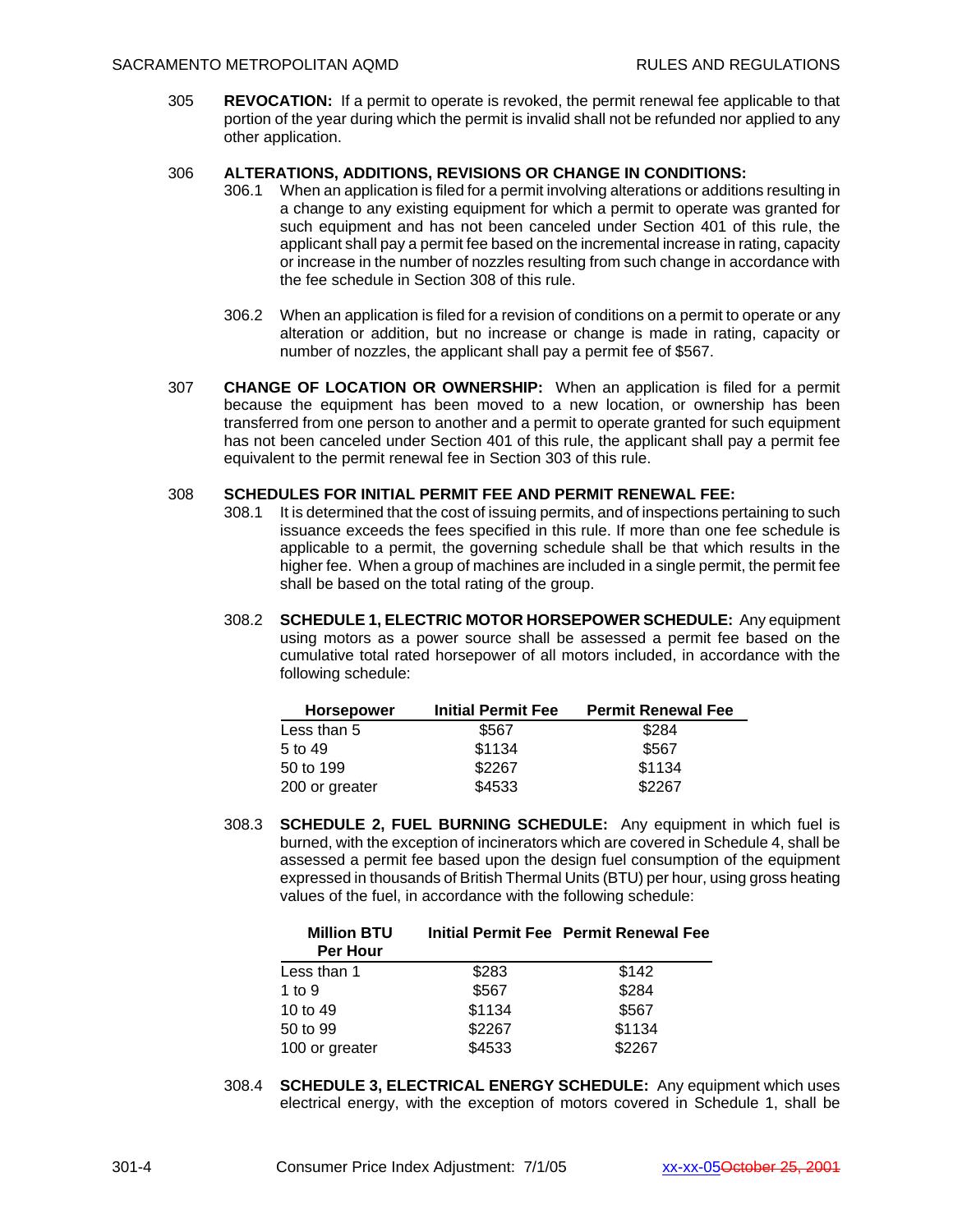305 **REVOCATION:** If a permit to operate is revoked, the permit renewal fee applicable to that portion of the year during which the permit is invalid shall not be refunded nor applied to any other application.

306 **ALTERATIONS, ADDITIONS, REVISIONS OR CHANGE IN CONDITIONS:**

306.1 When an application is filed for a permit involving alterations or additions resulting in a change to any existing equipment for which a permit to operate was granted for such equipment and has not been canceled under Section 401 of this rule, the applicant shall pay a permit fee based on the incremental increase in rating, capacity or increase in the number of nozzles resulting from such change in accordance with the fee schedule in Section 308 of this rule.

306.2 When an application is filed for a revision of conditions on a permit to operate or any alteration or addition, but no increase or change is made in rating, capacity or number of nozzles, the applicant shall pay a permit fee of $567.

307 **CHANGE OF LOCATION OR OWNERSHIP:** When an application is filed for a permit because the equipment has been moved to a new location, or ownership has been transferred from one person to another and a permit to operate granted for such equipment has not been canceled under Section 401 of this rule, the applicant shall pay a permit fee equivalent to the permit renewal fee in Section 303 of this rule.

308 **SCHEDULES FOR INITIAL PERMIT FEE AND PERMIT RENEWAL FEE:**

308.1 It is determined that the cost of issuing permits, and of inspections pertaining to such issuance exceeds the fees specified in this rule. If more than one fee schedule is applicable to a permit, the governing schedule shall be that which results in the higher fee. When a group of machines are included in a single permit, the permit fee shall be based on the total rating of the group.

308.2 **SCHEDULE 1, ELECTRIC MOTOR HORSEPOWER SCHEDULE:** Any equipment using motors as a power source shall be assessed a permit fee based on the cumulative total rated horsepower of all motors included, in accordance with the following schedule:

| Horsepower | Initial Permit Fee | Permit Renewal Fee |
|---|---|---|
| Less than 5 | $567 | $284 |
| 5 to 49 | $1134 | $567 |
| 50 to 199 | $2267 | $1134 |
| 200 or greater | $4533 | $2267 |

308.3 **SCHEDULE 2, FUEL BURNING SCHEDULE:** Any equipment in which fuel is burned, with the exception of incinerators which are covered in Schedule 4, shall be assessed a permit fee based upon the design fuel consumption of the equipment expressed in thousands of British Thermal Units (BTU) per hour, using gross heating values of the fuel, in accordance with the following schedule:

| Million BTU Per Hour | Initial Permit Fee | Permit Renewal Fee |
|---|---|---|
| Less than 1 | $283 | $142 |
| 1 to 9 | $567 | $284 |
| 10 to 49 | $1134 | $567 |
| 50 to 99 | $2267 | $1134 |
| 100 or greater | $4533 | $2267 |

308.4 **SCHEDULE 3, ELECTRICAL ENERGY SCHEDULE:** Any equipment which uses electrical energy, with the exception of motors covered in Schedule 1, shall be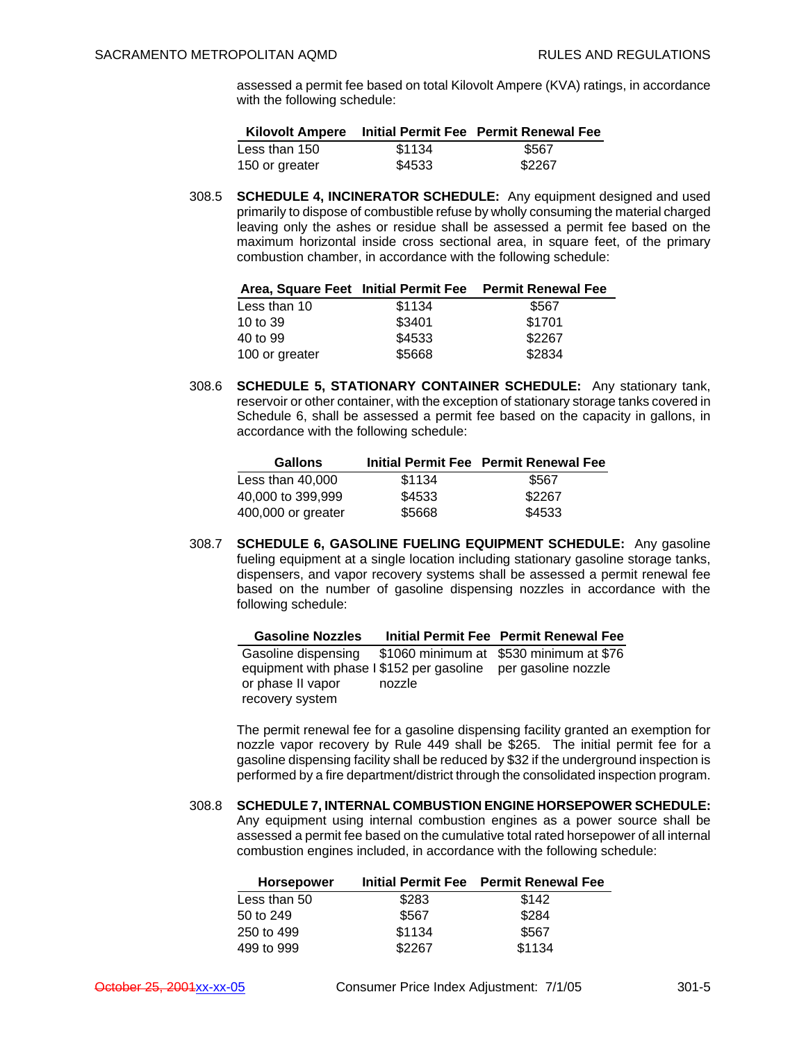assessed a permit fee based on total Kilovolt Ampere (KVA) ratings, in accordance with the following schedule:

| Kilovolt Ampere | Initial Permit Fee | Permit Renewal Fee |
|---|---|---|
| Less than 150 | $1134 | $567 |
| 150 or greater | $4533 | $2267 |

308.5 **SCHEDULE 4, INCINERATOR SCHEDULE:** Any equipment designed and used primarily to dispose of combustible refuse by wholly consuming the material charged leaving only the ashes or residue shall be assessed a permit fee based on the maximum horizontal inside cross sectional area, in square feet, of the primary combustion chamber, in accordance with the following schedule:

| Area, Square Feet | Initial Permit Fee | Permit Renewal Fee |
|---|---|---|
| Less than 10 | $1134 | $567 |
| 10 to 39 | $3401 | $1701 |
| 40 to 99 | $4533 | $2267 |
| 100 or greater | $5668 | $2834 |

308.6 **SCHEDULE 5, STATIONARY CONTAINER SCHEDULE:** Any stationary tank, reservoir or other container, with the exception of stationary storage tanks covered in Schedule 6, shall be assessed a permit fee based on the capacity in gallons, in accordance with the following schedule:

| Gallons | Initial Permit Fee | Permit Renewal Fee |
|---|---|---|
| Less than 40,000 | $1134 | $567 |
| 40,000 to 399,999 | $4533 | $2267 |
| 400,000 or greater | $5668 | $4533 |

308.7 **SCHEDULE 6, GASOLINE FUELING EQUIPMENT SCHEDULE:** Any gasoline fueling equipment at a single location including stationary gasoline storage tanks, dispensers, and vapor recovery systems shall be assessed a permit renewal fee based on the number of gasoline dispensing nozzles in accordance with the following schedule:

| Gasoline Nozzles | Initial Permit Fee | Permit Renewal Fee |
|---|---|---|
| Gasoline dispensing equipment with phase I or phase II vapor recovery system | $1060 minimum at $152 per gasoline nozzle | $530 minimum at $76 per gasoline nozzle |

The permit renewal fee for a gasoline dispensing facility granted an exemption for nozzle vapor recovery by Rule 449 shall be $265. The initial permit fee for a gasoline dispensing facility shall be reduced by $32 if the underground inspection is performed by a fire department/district through the consolidated inspection program.

308.8 **SCHEDULE 7, INTERNAL COMBUSTION ENGINE HORSEPOWER SCHEDULE:** Any equipment using internal combustion engines as a power source shall be assessed a permit fee based on the cumulative total rated horsepower of all internal combustion engines included, in accordance with the following schedule:

| Horsepower | Initial Permit Fee | Permit Renewal Fee |
|---|---|---|
| Less than 50 | $283 | $142 |
| 50 to 249 | $567 | $284 |
| 250 to 499 | $1134 | $567 |
| 499 to 999 | $2267 | $1134 |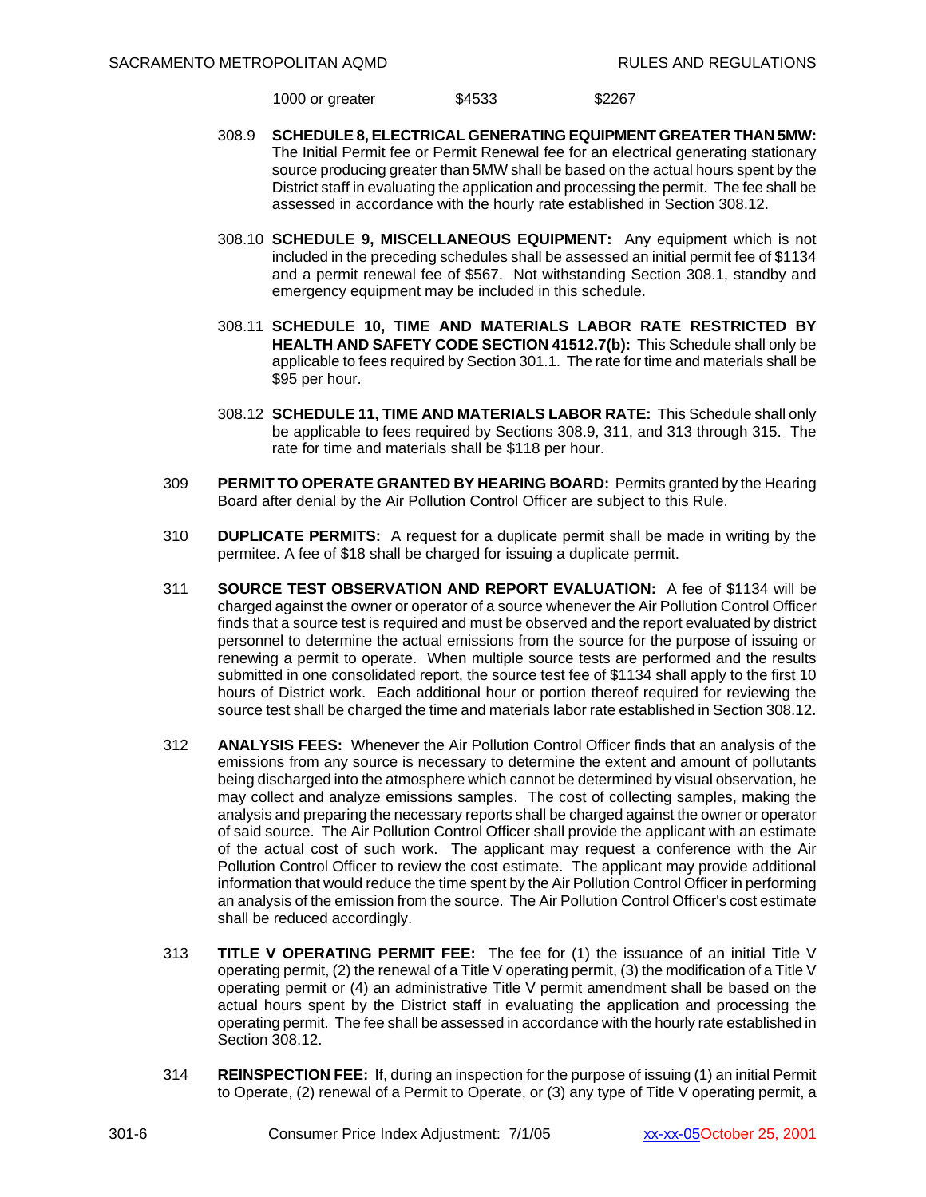| 1000 or greater | $4533 | $2267 |
|---|---|---|

308.9 **SCHEDULE 8, ELECTRICAL GENERATING EQUIPMENT GREATER THAN 5MW:** The Initial Permit fee or Permit Renewal fee for an electrical generating stationary source producing greater than 5MW shall be based on the actual hours spent by the District staff in evaluating the application and processing the permit. The fee shall be assessed in accordance with the hourly rate established in Section 308.12.

308.10 **SCHEDULE 9, MISCELLANEOUS EQUIPMENT:** Any equipment which is not included in the preceding schedules shall be assessed an initial permit fee of $1134 and a permit renewal fee of $567. Not withstanding Section 308.1, standby and emergency equipment may be included in this schedule.

308.11 **SCHEDULE 10, TIME AND MATERIALS LABOR RATE RESTRICTED BY HEALTH AND SAFETY CODE SECTION 41512.7(b):** This Schedule shall only be applicable to fees required by Section 301.1. The rate for time and materials shall be $95 per hour.

308.12 **SCHEDULE 11, TIME AND MATERIALS LABOR RATE:** This Schedule shall only be applicable to fees required by Sections 308.9, 311, and 313 through 315. The rate for time and materials shall be $118 per hour.

309 **PERMIT TO OPERATE GRANTED BY HEARING BOARD:** Permits granted by the Hearing Board after denial by the Air Pollution Control Officer are subject to this Rule.

310 **DUPLICATE PERMITS:** A request for a duplicate permit shall be made in writing by the permitee. A fee of $18 shall be charged for issuing a duplicate permit.

311 **SOURCE TEST OBSERVATION AND REPORT EVALUATION:** A fee of $1134 will be charged against the owner or operator of a source whenever the Air Pollution Control Officer finds that a source test is required and must be observed and the report evaluated by district personnel to determine the actual emissions from the source for the purpose of issuing or renewing a permit to operate. When multiple source tests are performed and the results submitted in one consolidated report, the source test fee of $1134 shall apply to the first 10 hours of District work. Each additional hour or portion thereof required for reviewing the source test shall be charged the time and materials labor rate established in Section 308.12.

312 **ANALYSIS FEES:** Whenever the Air Pollution Control Officer finds that an analysis of the emissions from any source is necessary to determine the extent and amount of pollutants being discharged into the atmosphere which cannot be determined by visual observation, he may collect and analyze emissions samples. The cost of collecting samples, making the analysis and preparing the necessary reports shall be charged against the owner or operator of said source. The Air Pollution Control Officer shall provide the applicant with an estimate of the actual cost of such work. The applicant may request a conference with the Air Pollution Control Officer to review the cost estimate. The applicant may provide additional information that would reduce the time spent by the Air Pollution Control Officer in performing an analysis of the emission from the source. The Air Pollution Control Officer's cost estimate shall be reduced accordingly.

313 **TITLE V OPERATING PERMIT FEE:** The fee for (1) the issuance of an initial Title V operating permit, (2) the renewal of a Title V operating permit, (3) the modification of a Title V operating permit or (4) an administrative Title V permit amendment shall be based on the actual hours spent by the District staff in evaluating the application and processing the operating permit. The fee shall be assessed in accordance with the hourly rate established in Section 308.12.

314 **REINSPECTION FEE:** If, during an inspection for the purpose of issuing (1) an initial Permit to Operate, (2) renewal of a Permit to Operate, or (3) any type of Title V operating permit, a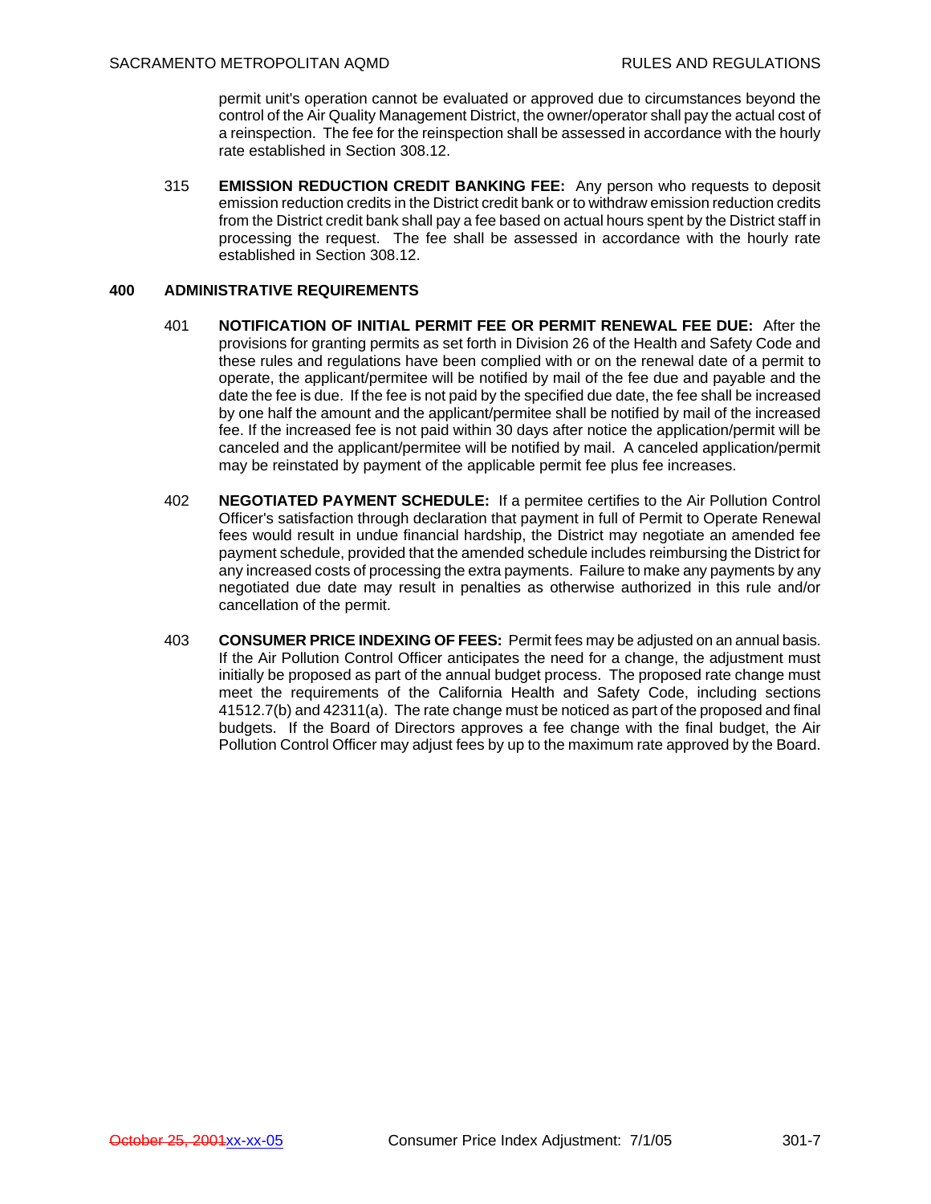permit unit's operation cannot be evaluated or approved due to circumstances beyond the control of the Air Quality Management District, the owner/operator shall pay the actual cost of a reinspection. The fee for the reinspection shall be assessed in accordance with the hourly rate established in Section 308.12.

315 **EMISSION REDUCTION CREDIT BANKING FEE:** Any person who requests to deposit emission reduction credits in the District credit bank or to withdraw emission reduction credits from the District credit bank shall pay a fee based on actual hours spent by the District staff in processing the request. The fee shall be assessed in accordance with the hourly rate established in Section 308.12.

## 400 ADMINISTRATIVE REQUIREMENTS

401 **NOTIFICATION OF INITIAL PERMIT FEE OR PERMIT RENEWAL FEE DUE:** After the provisions for granting permits as set forth in Division 26 of the Health and Safety Code and these rules and regulations have been complied with or on the renewal date of a permit to operate, the applicant/permitee will be notified by mail of the fee due and payable and the date the fee is due. If the fee is not paid by the specified due date, the fee shall be increased by one half the amount and the applicant/permitee shall be notified by mail of the increased fee. If the increased fee is not paid within 30 days after notice the application/permit will be canceled and the applicant/permitee will be notified by mail. A canceled application/permit may be reinstated by payment of the applicable permit fee plus fee increases.

402 **NEGOTIATED PAYMENT SCHEDULE:** If a permitee certifies to the Air Pollution Control Officer's satisfaction through declaration that payment in full of Permit to Operate Renewal fees would result in undue financial hardship, the District may negotiate an amended fee payment schedule, provided that the amended schedule includes reimbursing the District for any increased costs of processing the extra payments. Failure to make any payments by any negotiated due date may result in penalties as otherwise authorized in this rule and/or cancellation of the permit.

403 **CONSUMER PRICE INDEXING OF FEES:** Permit fees may be adjusted on an annual basis. If the Air Pollution Control Officer anticipates the need for a change, the adjustment must initially be proposed as part of the annual budget process. The proposed rate change must meet the requirements of the California Health and Safety Code, including sections 41512.7(b) and 42311(a). The rate change must be noticed as part of the proposed and final budgets. If the Board of Directors approves a fee change with the final budget, the Air Pollution Control Officer may adjust fees by up to the maximum rate approved by the Board.